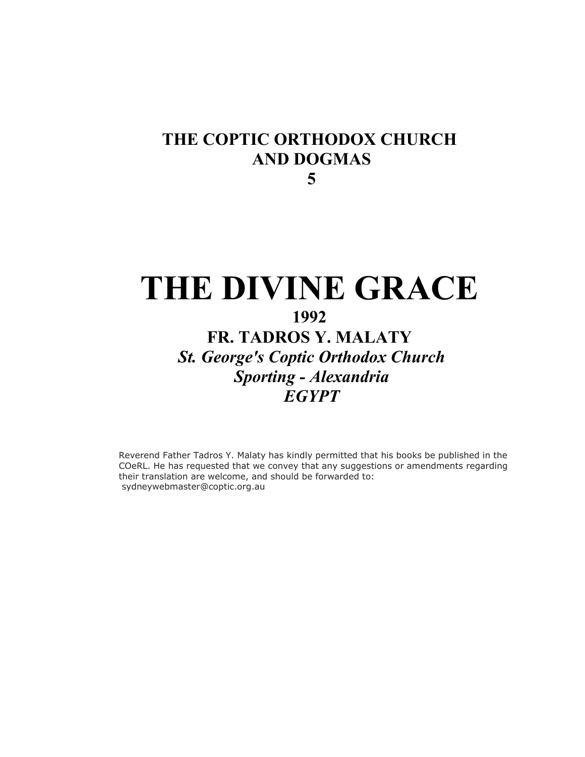**THE COPTIC ORTHODOX CHURCH AND DOGMAS**
**5**

# THE DIVINE GRACE

**1992**

**FR. TADROS Y. MALATY**

***St. George's Coptic Orthodox Church***
***Sporting - Alexandria***
***EGYPT***

Reverend Father Tadros Y. Malaty has kindly permitted that his books be published in the COeRL. He has requested that we convey that any suggestions or amendments regarding their translation are welcome, and should be forwarded to: sydneywebmaster@coptic.org.au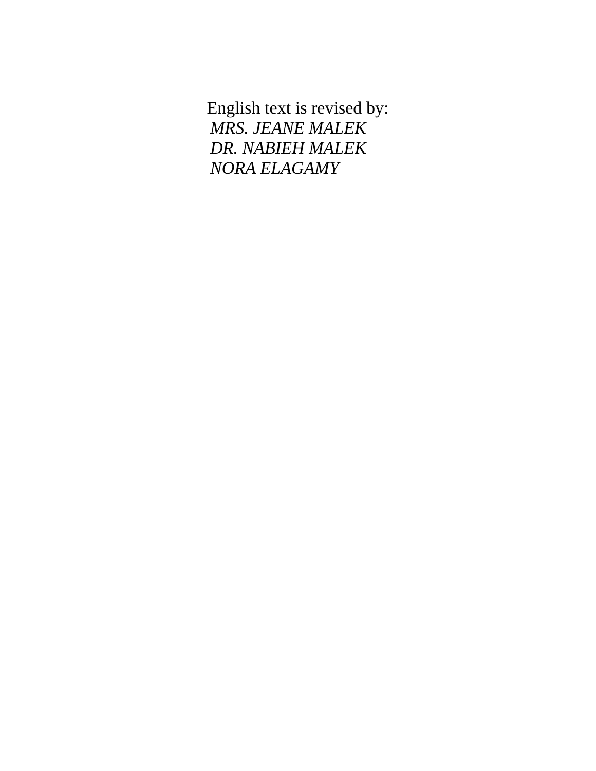English text is revised by:

*MRS. JEANE MALEK*
*DR. NABIEH MALEK*
*NORA ELAGAMY*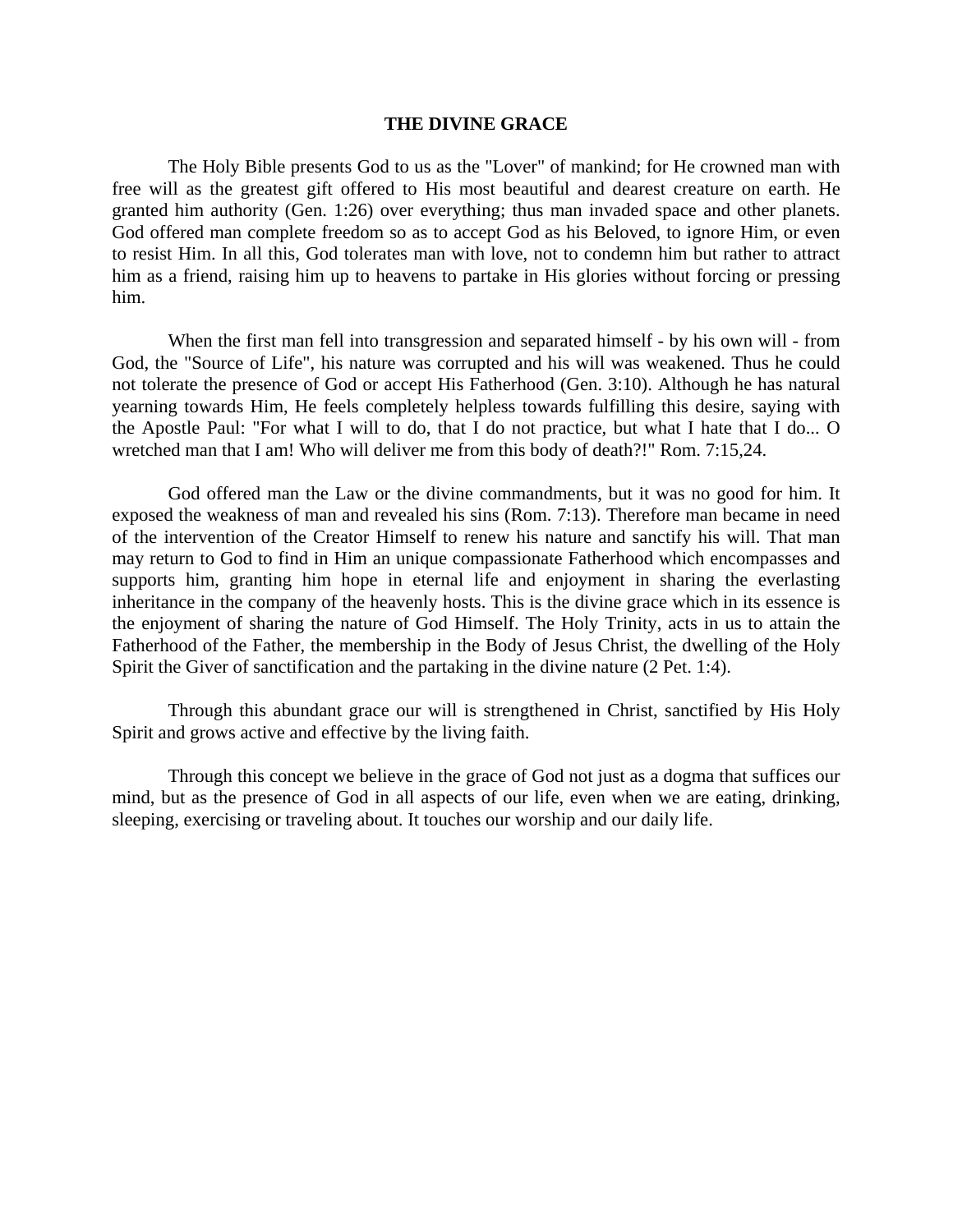# THE DIVINE GRACE

The Holy Bible presents God to us as the "Lover" of mankind; for He crowned man with free will as the greatest gift offered to His most beautiful and dearest creature on earth. He granted him authority (Gen. 1:26) over everything; thus man invaded space and other planets. God offered man complete freedom so as to accept God as his Beloved, to ignore Him, or even to resist Him. In all this, God tolerates man with love, not to condemn him but rather to attract him as a friend, raising him up to heavens to partake in His glories without forcing or pressing him.

When the first man fell into transgression and separated himself - by his own will - from God, the "Source of Life", his nature was corrupted and his will was weakened. Thus he could not tolerate the presence of God or accept His Fatherhood (Gen. 3:10). Although he has natural yearning towards Him, He feels completely helpless towards fulfilling this desire, saying with the Apostle Paul: "For what I will to do, that I do not practice, but what I hate that I do... O wretched man that I am! Who will deliver me from this body of death?!" Rom. 7:15,24.

God offered man the Law or the divine commandments, but it was no good for him. It exposed the weakness of man and revealed his sins (Rom. 7:13). Therefore man became in need of the intervention of the Creator Himself to renew his nature and sanctify his will. That man may return to God to find in Him an unique compassionate Fatherhood which encompasses and supports him, granting him hope in eternal life and enjoyment in sharing the everlasting inheritance in the company of the heavenly hosts. This is the divine grace which in its essence is the enjoyment of sharing the nature of God Himself. The Holy Trinity, acts in us to attain the Fatherhood of the Father, the membership in the Body of Jesus Christ, the dwelling of the Holy Spirit the Giver of sanctification and the partaking in the divine nature (2 Pet. 1:4).

Through this abundant grace our will is strengthened in Christ, sanctified by His Holy Spirit and grows active and effective by the living faith.

Through this concept we believe in the grace of God not just as a dogma that suffices our mind, but as the presence of God in all aspects of our life, even when we are eating, drinking, sleeping, exercising or traveling about. It touches our worship and our daily life.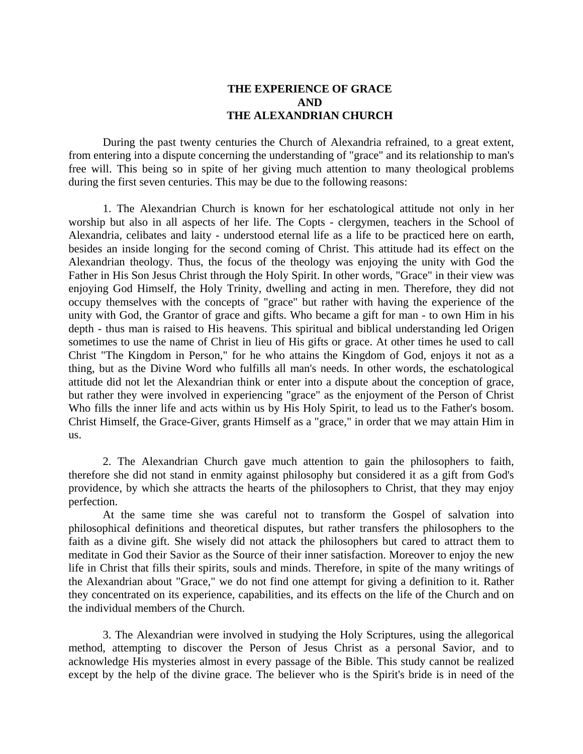# THE EXPERIENCE OF GRACE AND THE ALEXANDRIAN CHURCH

During the past twenty centuries the Church of Alexandria refrained, to a great extent, from entering into a dispute concerning the understanding of "grace" and its relationship to man's free will. This being so in spite of her giving much attention to many theological problems during the first seven centuries. This may be due to the following reasons:

1. The Alexandrian Church is known for her eschatological attitude not only in her worship but also in all aspects of her life. The Copts - clergymen, teachers in the School of Alexandria, celibates and laity - understood eternal life as a life to be practiced here on earth, besides an inside longing for the second coming of Christ. This attitude had its effect on the Alexandrian theology. Thus, the focus of the theology was enjoying the unity with God the Father in His Son Jesus Christ through the Holy Spirit. In other words, "Grace" in their view was enjoying God Himself, the Holy Trinity, dwelling and acting in men. Therefore, they did not occupy themselves with the concepts of "grace" but rather with having the experience of the unity with God, the Grantor of grace and gifts. Who became a gift for man - to own Him in his depth - thus man is raised to His heavens. This spiritual and biblical understanding led Origen sometimes to use the name of Christ in lieu of His gifts or grace. At other times he used to call Christ "The Kingdom in Person," for he who attains the Kingdom of God, enjoys it not as a thing, but as the Divine Word who fulfills all man's needs. In other words, the eschatological attitude did not let the Alexandrian think or enter into a dispute about the conception of grace, but rather they were involved in experiencing "grace" as the enjoyment of the Person of Christ Who fills the inner life and acts within us by His Holy Spirit, to lead us to the Father's bosom. Christ Himself, the Grace-Giver, grants Himself as a "grace," in order that we may attain Him in us.

2. The Alexandrian Church gave much attention to gain the philosophers to faith, therefore she did not stand in enmity against philosophy but considered it as a gift from God's providence, by which she attracts the hearts of the philosophers to Christ, that they may enjoy perfection.

At the same time she was careful not to transform the Gospel of salvation into philosophical definitions and theoretical disputes, but rather transfers the philosophers to the faith as a divine gift. She wisely did not attack the philosophers but cared to attract them to meditate in God their Savior as the Source of their inner satisfaction. Moreover to enjoy the new life in Christ that fills their spirits, souls and minds. Therefore, in spite of the many writings of the Alexandrian about "Grace," we do not find one attempt for giving a definition to it. Rather they concentrated on its experience, capabilities, and its effects on the life of the Church and on the individual members of the Church.

3. The Alexandrian were involved in studying the Holy Scriptures, using the allegorical method, attempting to discover the Person of Jesus Christ as a personal Savior, and to acknowledge His mysteries almost in every passage of the Bible. This study cannot be realized except by the help of the divine grace. The believer who is the Spirit's bride is in need of the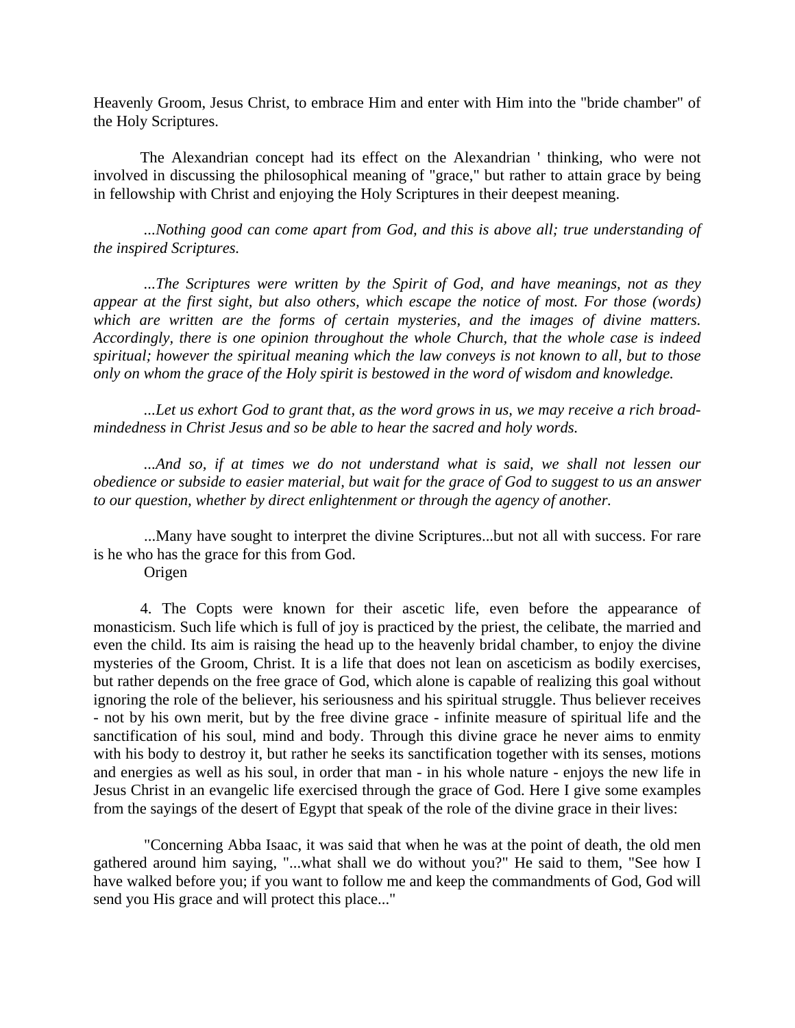Heavenly Groom, Jesus Christ, to embrace Him and enter with Him into the "bride chamber" of the Holy Scriptures.

The Alexandrian concept had its effect on the Alexandrian ' thinking, who were not involved in discussing the philosophical meaning of "grace," but rather to attain grace by being in fellowship with Christ and enjoying the Holy Scriptures in their deepest meaning.

*...Nothing good can come apart from God, and this is above all; true understanding of the inspired Scriptures.*

*...The Scriptures were written by the Spirit of God, and have meanings, not as they appear at the first sight, but also others, which escape the notice of most. For those (words) which are written are the forms of certain mysteries, and the images of divine matters. Accordingly, there is one opinion throughout the whole Church, that the whole case is indeed spiritual; however the spiritual meaning which the law conveys is not known to all, but to those only on whom the grace of the Holy spirit is bestowed in the word of wisdom and knowledge.*

*...Let us exhort God to grant that, as the word grows in us, we may receive a rich broad-mindedness in Christ Jesus and so be able to hear the sacred and holy words.*

*...And so, if at times we do not understand what is said, we shall not lessen our obedience or subside to easier material, but wait for the grace of God to suggest to us an answer to our question, whether by direct enlightenment or through the agency of another.*

...Many have sought to interpret the divine Scriptures...but not all with success. For rare is he who has the grace for this from God.
Origen

4. The Copts were known for their ascetic life, even before the appearance of monasticism. Such life which is full of joy is practiced by the priest, the celibate, the married and even the child. Its aim is raising the head up to the heavenly bridal chamber, to enjoy the divine mysteries of the Groom, Christ. It is a life that does not lean on asceticism as bodily exercises, but rather depends on the free grace of God, which alone is capable of realizing this goal without ignoring the role of the believer, his seriousness and his spiritual struggle. Thus believer receives - not by his own merit, but by the free divine grace - infinite measure of spiritual life and the sanctification of his soul, mind and body. Through this divine grace he never aims to enmity with his body to destroy it, but rather he seeks its sanctification together with its senses, motions and energies as well as his soul, in order that man - in his whole nature - enjoys the new life in Jesus Christ in an evangelic life exercised through the grace of God. Here I give some examples from the sayings of the desert of Egypt that speak of the role of the divine grace in their lives:

"Concerning Abba Isaac, it was said that when he was at the point of death, the old men gathered around him saying, "...what shall we do without you?" He said to them, "See how I have walked before you; if you want to follow me and keep the commandments of God, God will send you His grace and will protect this place..."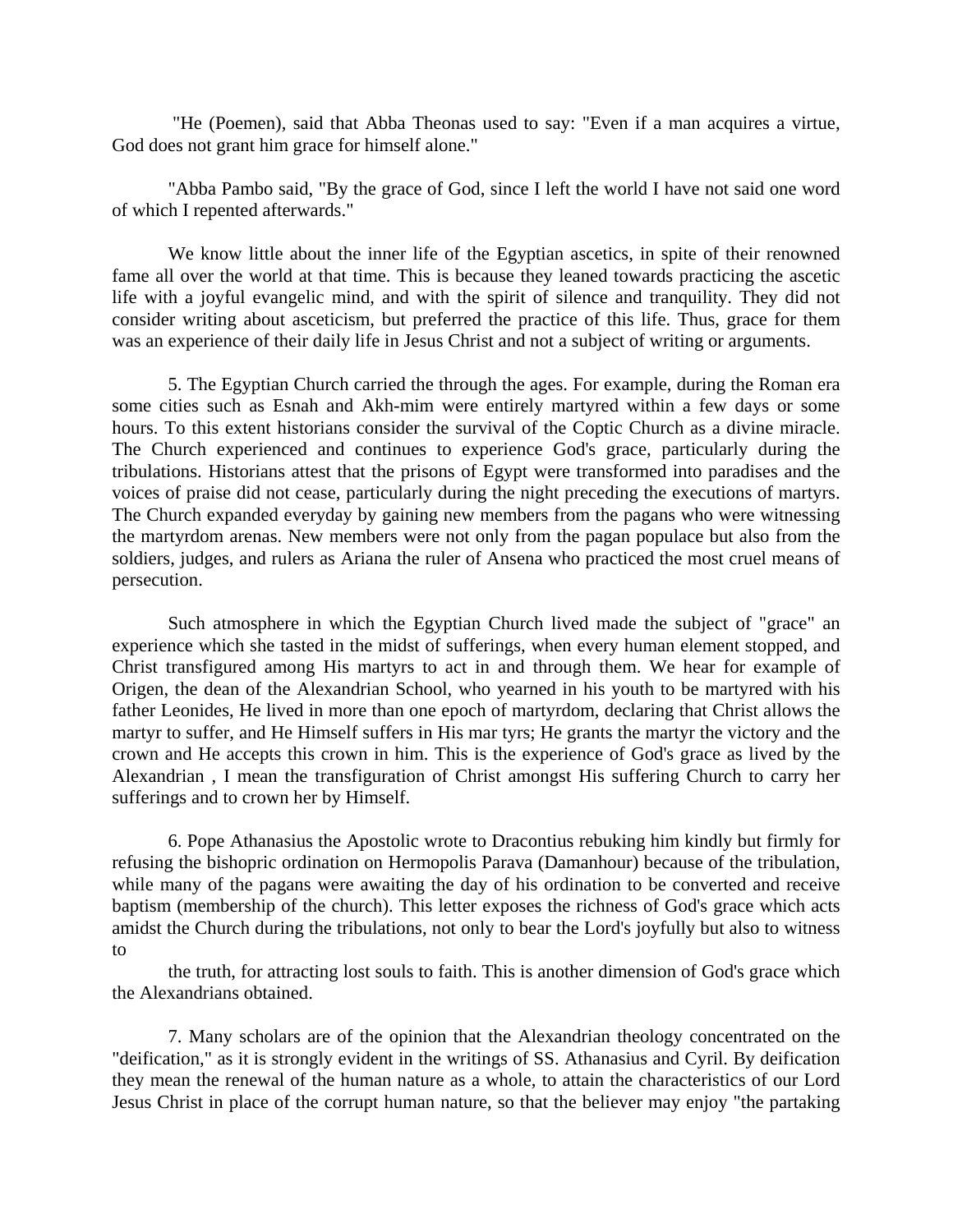"He (Poemen), said that Abba Theonas used to say: "Even if a man acquires a virtue, God does not grant him grace for himself alone."

"Abba Pambo said, "By the grace of God, since I left the world I have not said one word of which I repented afterwards."

We know little about the inner life of the Egyptian ascetics, in spite of their renowned fame all over the world at that time. This is because they leaned towards practicing the ascetic life with a joyful evangelic mind, and with the spirit of silence and tranquility. They did not consider writing about asceticism, but preferred the practice of this life. Thus, grace for them was an experience of their daily life in Jesus Christ and not a subject of writing or arguments.

5. The Egyptian Church carried the through the ages. For example, during the Roman era some cities such as Esnah and Akh-mim were entirely martyred within a few days or some hours. To this extent historians consider the survival of the Coptic Church as a divine miracle. The Church experienced and continues to experience God's grace, particularly during the tribulations. Historians attest that the prisons of Egypt were transformed into paradises and the voices of praise did not cease, particularly during the night preceding the executions of martyrs. The Church expanded everyday by gaining new members from the pagans who were witnessing the martyrdom arenas. New members were not only from the pagan populace but also from the soldiers, judges, and rulers as Ariana the ruler of Ansena who practiced the most cruel means of persecution.

Such atmosphere in which the Egyptian Church lived made the subject of "grace" an experience which she tasted in the midst of sufferings, when every human element stopped, and Christ transfigured among His martyrs to act in and through them. We hear for example of Origen, the dean of the Alexandrian School, who yearned in his youth to be martyred with his father Leonides, He lived in more than one epoch of martyrdom, declaring that Christ allows the martyr to suffer, and He Himself suffers in His mar tyrs; He grants the martyr the victory and the crown and He accepts this crown in him. This is the experience of God's grace as lived by the Alexandrian , I mean the transfiguration of Christ amongst His suffering Church to carry her sufferings and to crown her by Himself.

6. Pope Athanasius the Apostolic wrote to Dracontius rebuking him kindly but firmly for refusing the bishopric ordination on Hermopolis Parava (Damanhour) because of the tribulation, while many of the pagans were awaiting the day of his ordination to be converted and receive baptism (membership of the church). This letter exposes the richness of God's grace which acts amidst the Church during the tribulations, not only to bear the Lord's joyfully but also to witness to

the truth, for attracting lost souls to faith. This is another dimension of God's grace which the Alexandrians obtained.

7. Many scholars are of the opinion that the Alexandrian theology concentrated on the "deification," as it is strongly evident in the writings of SS. Athanasius and Cyril. By deification they mean the renewal of the human nature as a whole, to attain the characteristics of our Lord Jesus Christ in place of the corrupt human nature, so that the believer may enjoy "the partaking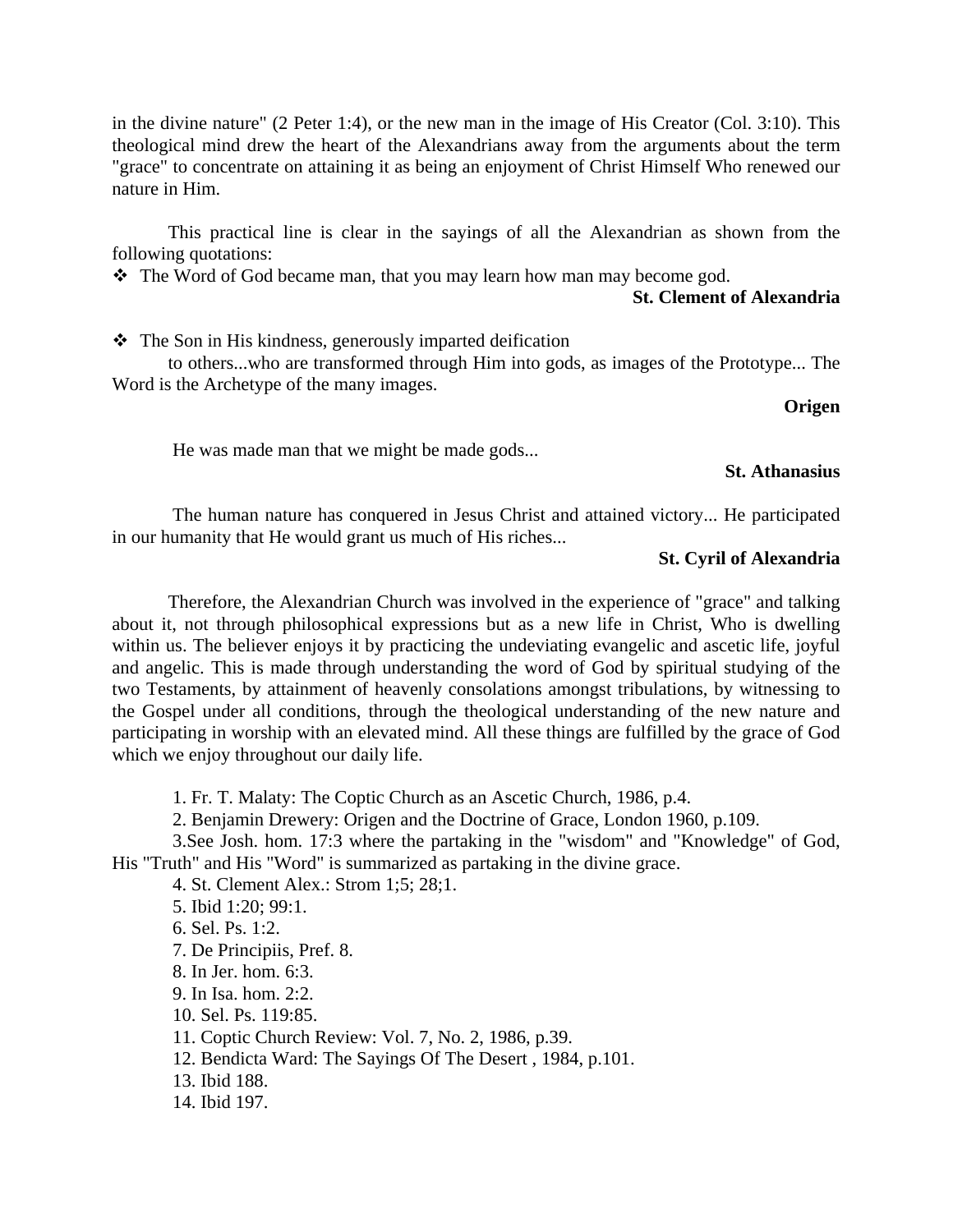in the divine nature" (2 Peter 1:4), or the new man in the image of His Creator (Col. 3:10). This theological mind drew the heart of the Alexandrians away from the arguments about the term "grace" to concentrate on attaining it as being an enjoyment of Christ Himself Who renewed our nature in Him.

This practical line is clear in the sayings of all the Alexandrian as shown from the following quotations:

- The Word of God became man, that you may learn how man may become god.

**St. Clement of Alexandria**

- The Son in His kindness, generously imparted deification to others...who are transformed through Him into gods, as images of the Prototype... The Word is the Archetype of the many images.

**Origen**

He was made man that we might be made gods...

**St. Athanasius**

The human nature has conquered in Jesus Christ and attained victory... He participated in our humanity that He would grant us much of His riches...

**St. Cyril of Alexandria**

Therefore, the Alexandrian Church was involved in the experience of "grace" and talking about it, not through philosophical expressions but as a new life in Christ, Who is dwelling within us. The believer enjoys it by practicing the undeviating evangelic and ascetic life, joyful and angelic. This is made through understanding the word of God by spiritual studying of the two Testaments, by attainment of heavenly consolations amongst tribulations, by witnessing to the Gospel under all conditions, through the theological understanding of the new nature and participating in worship with an elevated mind. All these things are fulfilled by the grace of God which we enjoy throughout our daily life.

1. Fr. T. Malaty: The Coptic Church as an Ascetic Church, 1986, p.4.
2. Benjamin Drewery: Origen and the Doctrine of Grace, London 1960, p.109.
3. See Josh. hom. 17:3 where the partaking in the "wisdom" and "Knowledge" of God, His "Truth" and His "Word" is summarized as partaking in the divine grace.
4. St. Clement Alex.: Strom 1;5; 28;1.
5. Ibid 1:20; 99:1.
6. Sel. Ps. 1:2.
7. De Principiis, Pref. 8.
8. In Jer. hom. 6:3.
9. In Isa. hom. 2:2.
10. Sel. Ps. 119:85.
11. Coptic Church Review: Vol. 7, No. 2, 1986, p.39.
12. Bendicta Ward: The Sayings Of The Desert , 1984, p.101.
13. Ibid 188.
14. Ibid 197.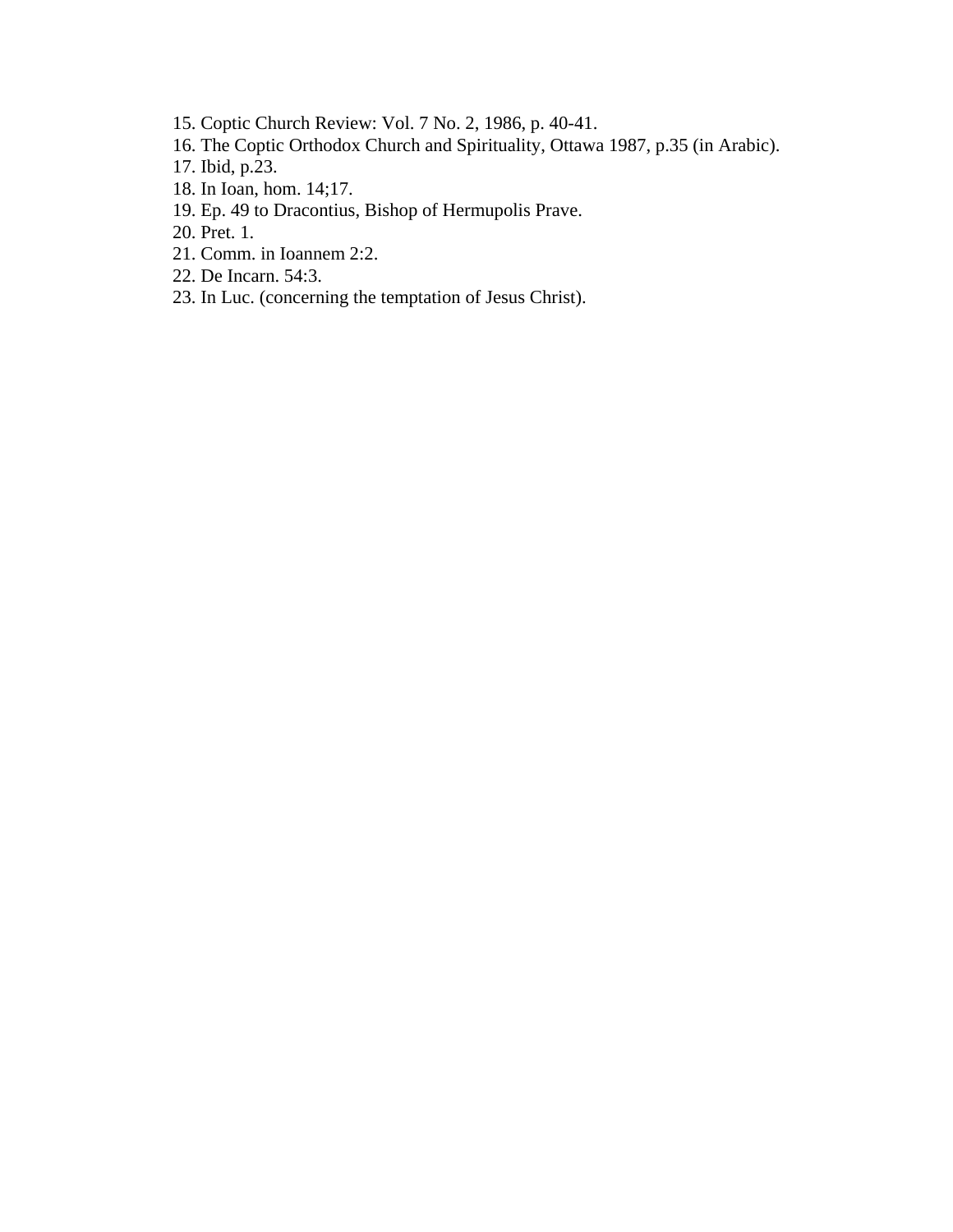15. Coptic Church Review: Vol. 7 No. 2, 1986, p. 40-41.
16. The Coptic Orthodox Church and Spirituality, Ottawa 1987, p.35 (in Arabic).
17. Ibid, p.23.
18. In Ioan, hom. 14;17.
19. Ep. 49 to Dracontius, Bishop of Hermupolis Prave.
20. Pret. 1.
21. Comm. in Ioannem 2:2.
22. De Incarn. 54:3.
23. In Luc. (concerning the temptation of Jesus Christ).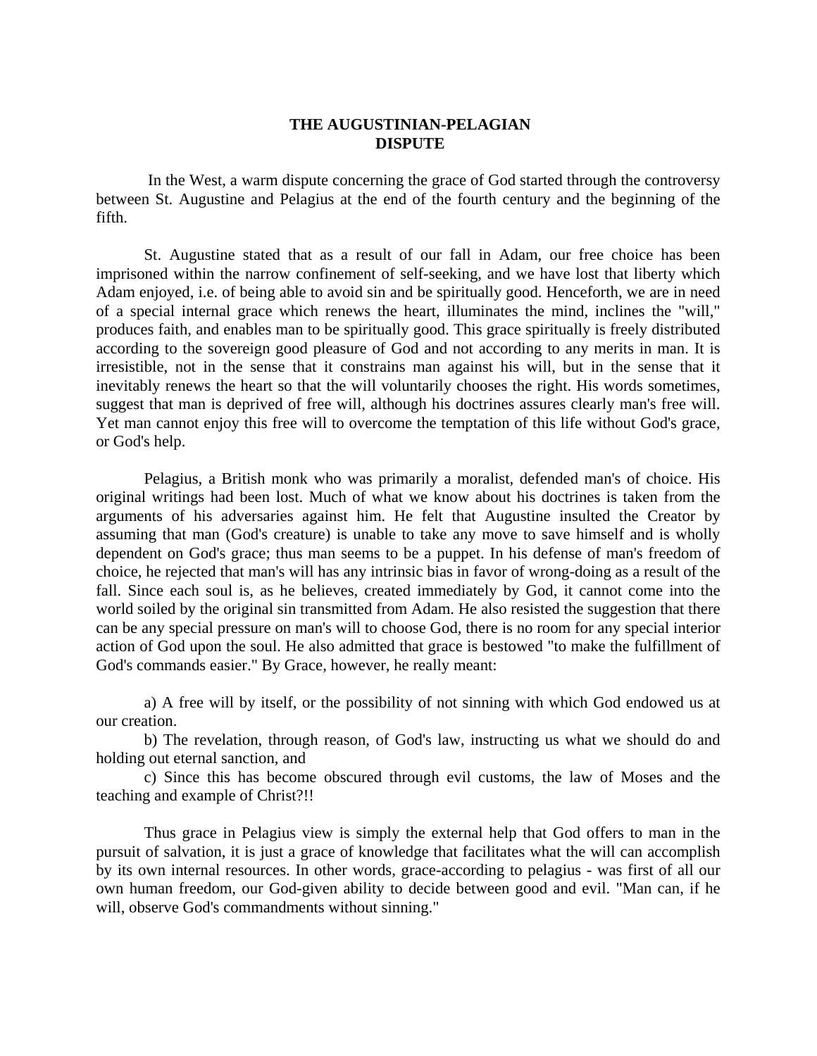# THE AUGUSTINIAN-PELAGIAN DISPUTE

In the West, a warm dispute concerning the grace of God started through the controversy between St. Augustine and Pelagius at the end of the fourth century and the beginning of the fifth.

St. Augustine stated that as a result of our fall in Adam, our free choice has been imprisoned within the narrow confinement of self-seeking, and we have lost that liberty which Adam enjoyed, i.e. of being able to avoid sin and be spiritually good. Henceforth, we are in need of a special internal grace which renews the heart, illuminates the mind, inclines the "will," produces faith, and enables man to be spiritually good. This grace spiritually is freely distributed according to the sovereign good pleasure of God and not according to any merits in man. It is irresistible, not in the sense that it constrains man against his will, but in the sense that it inevitably renews the heart so that the will voluntarily chooses the right. His words sometimes, suggest that man is deprived of free will, although his doctrines assures clearly man's free will. Yet man cannot enjoy this free will to overcome the temptation of this life without God's grace, or God's help.

Pelagius, a British monk who was primarily a moralist, defended man's of choice. His original writings had been lost. Much of what we know about his doctrines is taken from the arguments of his adversaries against him. He felt that Augustine insulted the Creator by assuming that man (God's creature) is unable to take any move to save himself and is wholly dependent on God's grace; thus man seems to be a puppet. In his defense of man's freedom of choice, he rejected that man's will has any intrinsic bias in favor of wrong-doing as a result of the fall. Since each soul is, as he believes, created immediately by God, it cannot come into the world soiled by the original sin transmitted from Adam. He also resisted the suggestion that there can be any special pressure on man's will to choose God, there is no room for any special interior action of God upon the soul. He also admitted that grace is bestowed "to make the fulfillment of God's commands easier." By Grace, however, he really meant:

a) A free will by itself, or the possibility of not sinning with which God endowed us at our creation.

b) The revelation, through reason, of God's law, instructing us what we should do and holding out eternal sanction, and

c) Since this has become obscured through evil customs, the law of Moses and the teaching and example of Christ?!!

Thus grace in Pelagius view is simply the external help that God offers to man in the pursuit of salvation, it is just a grace of knowledge that facilitates what the will can accomplish by its own internal resources. In other words, grace-according to pelagius - was first of all our own human freedom, our God-given ability to decide between good and evil. "Man can, if he will, observe God's commandments without sinning."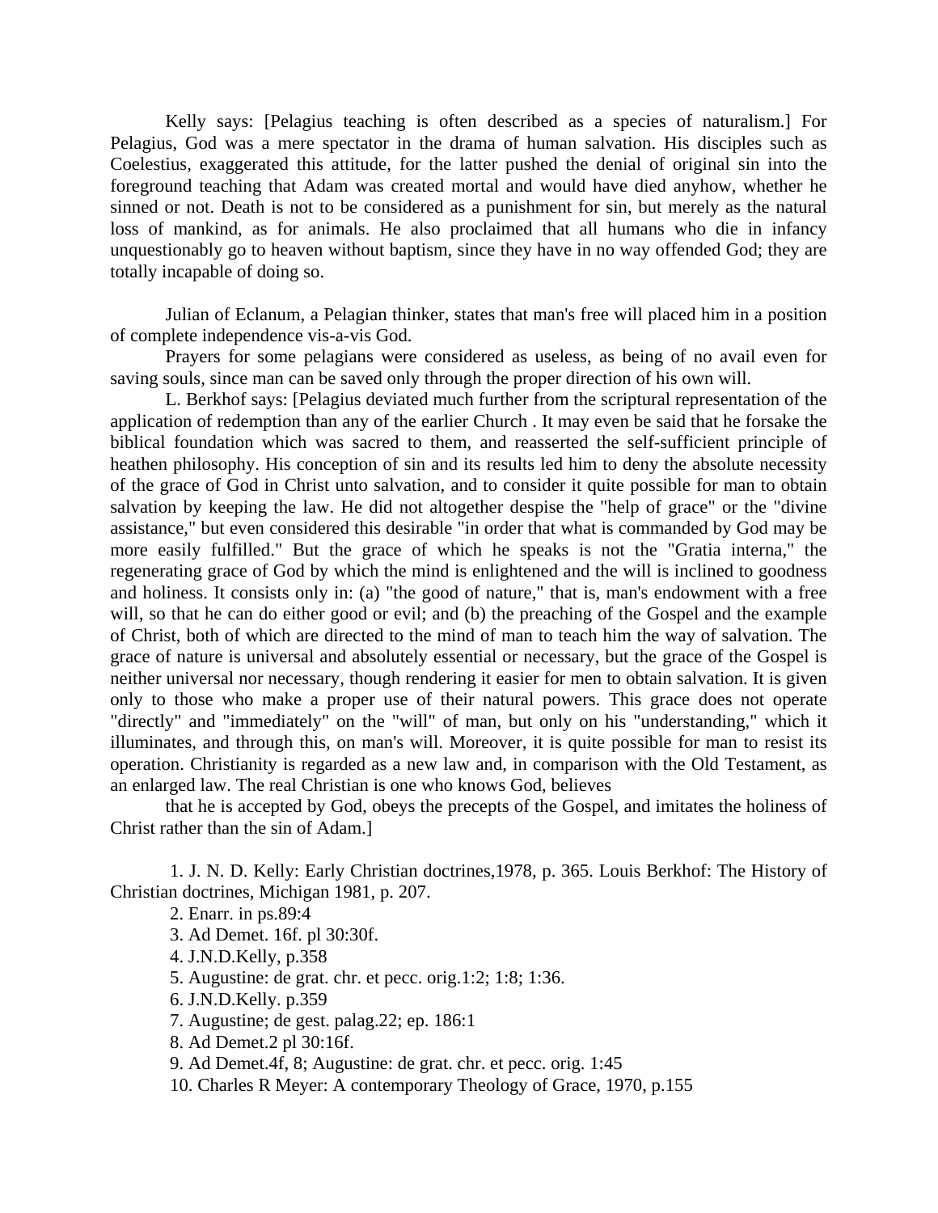Kelly says: [Pelagius teaching is often described as a species of naturalism.] For Pelagius, God was a mere spectator in the drama of human salvation. His disciples such as Coelestius, exaggerated this attitude, for the latter pushed the denial of original sin into the foreground teaching that Adam was created mortal and would have died anyhow, whether he sinned or not. Death is not to be considered as a punishment for sin, but merely as the natural loss of mankind, as for animals. He also proclaimed that all humans who die in infancy unquestionably go to heaven without baptism, since they have in no way offended God; they are totally incapable of doing so.

Julian of Eclanum, a Pelagian thinker, states that man's free will placed him in a position of complete independence vis-a-vis God.

Prayers for some pelagians were considered as useless, as being of no avail even for saving souls, since man can be saved only through the proper direction of his own will.

L. Berkhof says: [Pelagius deviated much further from the scriptural representation of the application of redemption than any of the earlier Church . It may even be said that he forsake the biblical foundation which was sacred to them, and reasserted the self-sufficient principle of heathen philosophy. His conception of sin and its results led him to deny the absolute necessity of the grace of God in Christ unto salvation, and to consider it quite possible for man to obtain salvation by keeping the law. He did not altogether despise the "help of grace" or the "divine assistance," but even considered this desirable "in order that what is commanded by God may be more easily fulfilled." But the grace of which he speaks is not the "Gratia interna," the regenerating grace of God by which the mind is enlightened and the will is inclined to goodness and holiness. It consists only in: (a) "the good of nature," that is, man's endowment with a free will, so that he can do either good or evil; and (b) the preaching of the Gospel and the example of Christ, both of which are directed to the mind of man to teach him the way of salvation. The grace of nature is universal and absolutely essential or necessary, but the grace of the Gospel is neither universal nor necessary, though rendering it easier for men to obtain salvation. It is given only to those who make a proper use of their natural powers. This grace does not operate "directly" and "immediately" on the "will" of man, but only on his "understanding," which it illuminates, and through this, on man's will. Moreover, it is quite possible for man to resist its operation. Christianity is regarded as a new law and, in comparison with the Old Testament, as an enlarged law. The real Christian is one who knows God, believes

that he is accepted by God, obeys the precepts of the Gospel, and imitates the holiness of Christ rather than the sin of Adam.]

1. J. N. D. Kelly: Early Christian doctrines,1978, p. 365. Louis Berkhof: The History of Christian doctrines, Michigan 1981, p. 207.
2. Enarr. in ps.89:4
3. Ad Demet. 16f. pl 30:30f.
4. J.N.D.Kelly, p.358
5. Augustine: de grat. chr. et pecc. orig.1:2; 1:8; 1:36.
6. J.N.D.Kelly. p.359
7. Augustine; de gest. palag.22; ep. 186:1
8. Ad Demet.2 pl 30:16f.
9. Ad Demet.4f, 8; Augustine: de grat. chr. et pecc. orig. 1:45
10. Charles R Meyer: A contemporary Theology of Grace, 1970, p.155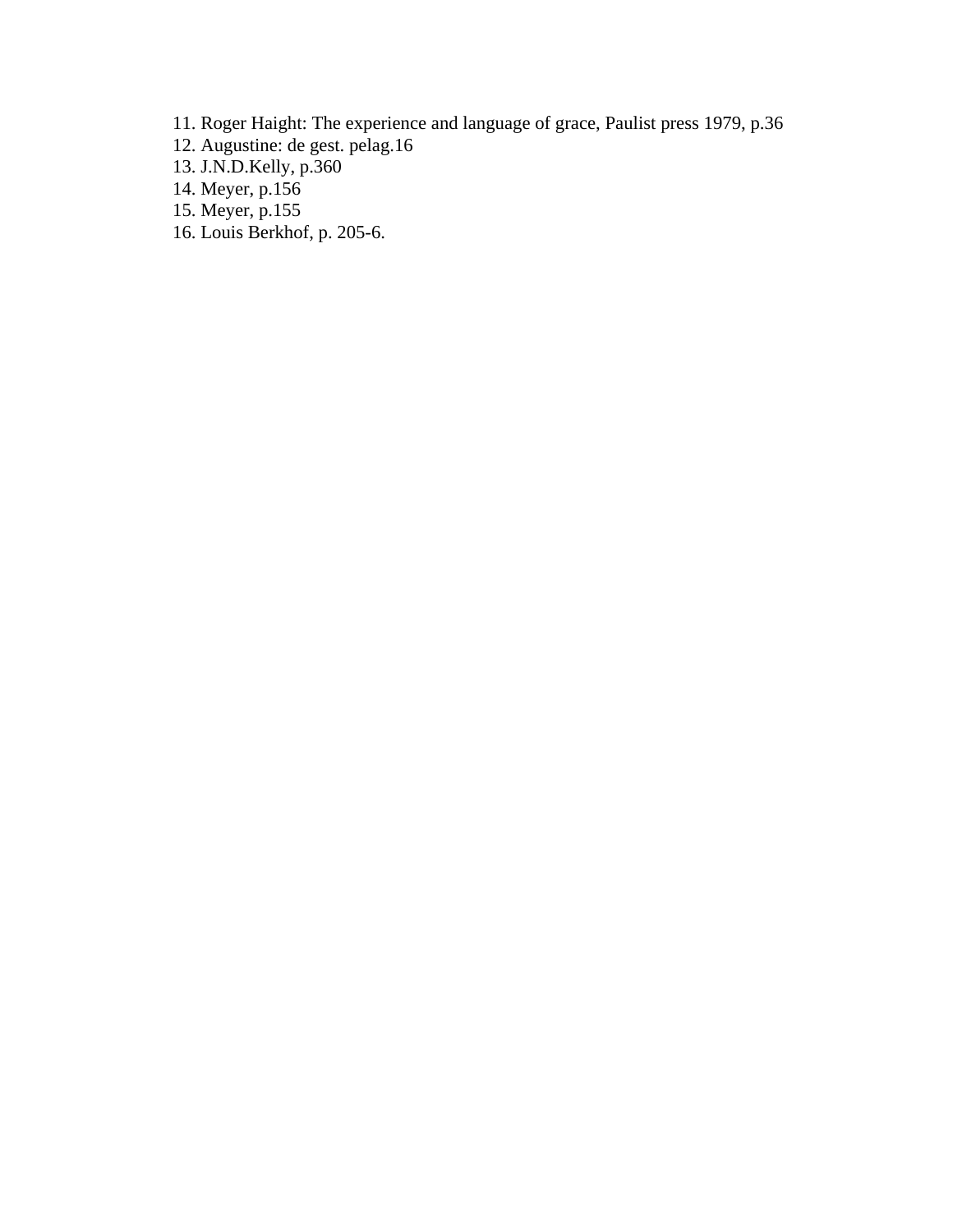11. Roger Haight: The experience and language of grace, Paulist press 1979, p.36
12. Augustine: de gest. pelag.16
13. J.N.D.Kelly, p.360
14. Meyer, p.156
15. Meyer, p.155
16. Louis Berkhof, p. 205-6.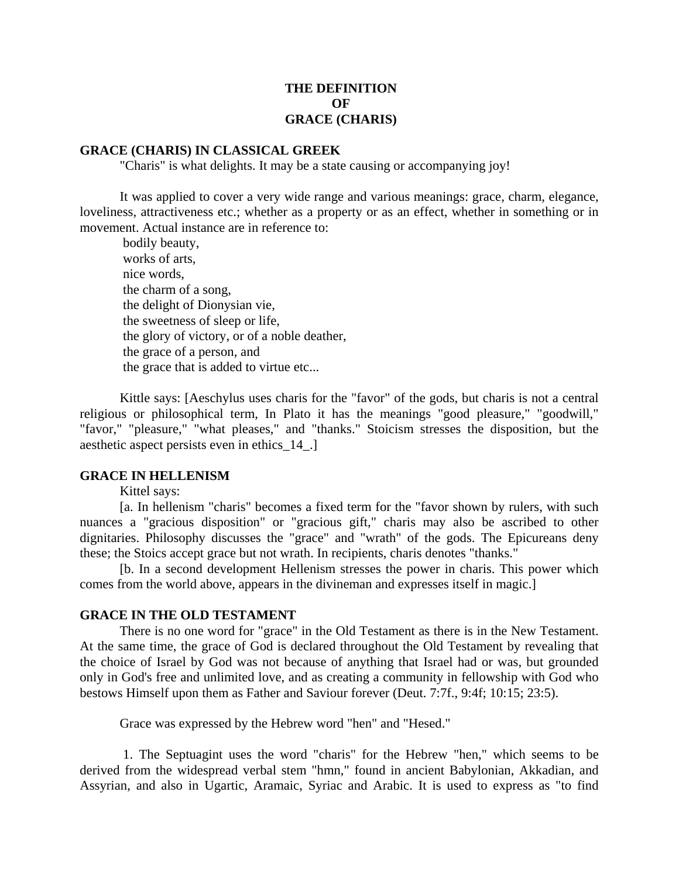# THE DEFINITION OF GRACE (CHARIS)

## GRACE (CHARIS) IN CLASSICAL GREEK

"Charis" is what delights. It may be a state causing or accompanying joy!

It was applied to cover a very wide range and various meanings: grace, charm, elegance, loveliness, attractiveness etc.; whether as a property or as an effect, whether in something or in movement. Actual instance are in reference to:

- bodily beauty,
- works of arts,
- nice words,
- the charm of a song,
- the delight of Dionysian vie,
- the sweetness of sleep or life,
- the glory of victory, or of a noble deather,
- the grace of a person, and
- the grace that is added to virtue etc...

Kittle says: [Aeschylus uses charis for the "favor" of the gods, but charis is not a central religious or philosophical term, In Plato it has the meanings "good pleasure," "goodwill," "favor," "pleasure," "what pleases," and "thanks." Stoicism stresses the disposition, but the aesthetic aspect persists even in ethics_14_.]

## GRACE IN HELLENISM

Kittel says:

[a. In hellenism "charis" becomes a fixed term for the "favor shown by rulers, with such nuances a "gracious disposition" or "gracious gift," charis may also be ascribed to other dignitaries. Philosophy discusses the "grace" and "wrath" of the gods. The Epicureans deny these; the Stoics accept grace but not wrath. In recipients, charis denotes "thanks."

[b. In a second development Hellenism stresses the power in charis. This power which comes from the world above, appears in the divineman and expresses itself in magic.]

## GRACE IN THE OLD TESTAMENT

There is no one word for "grace" in the Old Testament as there is in the New Testament. At the same time, the grace of God is declared throughout the Old Testament by revealing that the choice of Israel by God was not because of anything that Israel had or was, but grounded only in God's free and unlimited love, and as creating a community in fellowship with God who bestows Himself upon them as Father and Saviour forever (Deut. 7:7f., 9:4f; 10:15; 23:5).

Grace was expressed by the Hebrew word "hen" and "Hesed."

1. The Septuagint uses the word "charis" for the Hebrew "hen," which seems to be derived from the widespread verbal stem "hmn," found in ancient Babylonian, Akkadian, and Assyrian, and also in Ugartic, Aramaic, Syriac and Arabic. It is used to express as "to find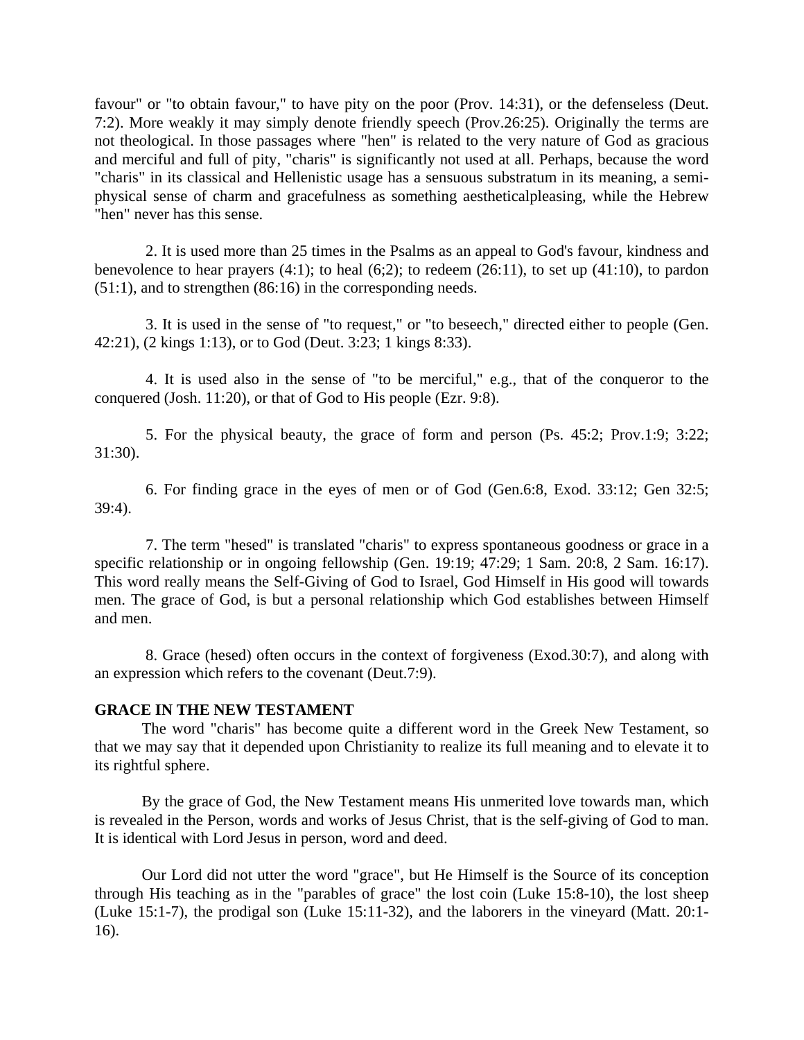favour" or "to obtain favour," to have pity on the poor (Prov. 14:31), or the defenseless (Deut. 7:2). More weakly it may simply denote friendly speech (Prov.26:25). Originally the terms are not theological. In those passages where "hen" is related to the very nature of God as gracious and merciful and full of pity, "charis" is significantly not used at all. Perhaps, because the word "charis" in its classical and Hellenistic usage has a sensuous substratum in its meaning, a semi-physical sense of charm and gracefulness as something aestheticalpleasing, while the Hebrew "hen" never has this sense.

2. It is used more than 25 times in the Psalms as an appeal to God's favour, kindness and benevolence to hear prayers (4:1); to heal (6;2); to redeem (26:11), to set up (41:10), to pardon (51:1), and to strengthen (86:16) in the corresponding needs.

3. It is used in the sense of "to request," or "to beseech," directed either to people (Gen. 42:21), (2 kings 1:13), or to God (Deut. 3:23; 1 kings 8:33).

4. It is used also in the sense of "to be merciful," e.g., that of the conqueror to the conquered (Josh. 11:20), or that of God to His people (Ezr. 9:8).

5. For the physical beauty, the grace of form and person (Ps. 45:2; Prov.1:9; 3:22; 31:30).

6. For finding grace in the eyes of men or of God (Gen.6:8, Exod. 33:12; Gen 32:5; 39:4).

7. The term "hesed" is translated "charis" to express spontaneous goodness or grace in a specific relationship or in ongoing fellowship (Gen. 19:19; 47:29; 1 Sam. 20:8, 2 Sam. 16:17). This word really means the Self-Giving of God to Israel, God Himself in His good will towards men. The grace of God, is but a personal relationship which God establishes between Himself and men.

8. Grace (hesed) often occurs in the context of forgiveness (Exod.30:7), and along with an expression which refers to the covenant (Deut.7:9).

**GRACE IN THE NEW TESTAMENT**

The word "charis" has become quite a different word in the Greek New Testament, so that we may say that it depended upon Christianity to realize its full meaning and to elevate it to its rightful sphere.

By the grace of God, the New Testament means His unmerited love towards man, which is revealed in the Person, words and works of Jesus Christ, that is the self-giving of God to man. It is identical with Lord Jesus in person, word and deed.

Our Lord did not utter the word "grace", but He Himself is the Source of its conception through His teaching as in the "parables of grace" the lost coin (Luke 15:8-10), the lost sheep (Luke 15:1-7), the prodigal son (Luke 15:11-32), and the laborers in the vineyard (Matt. 20:1-16).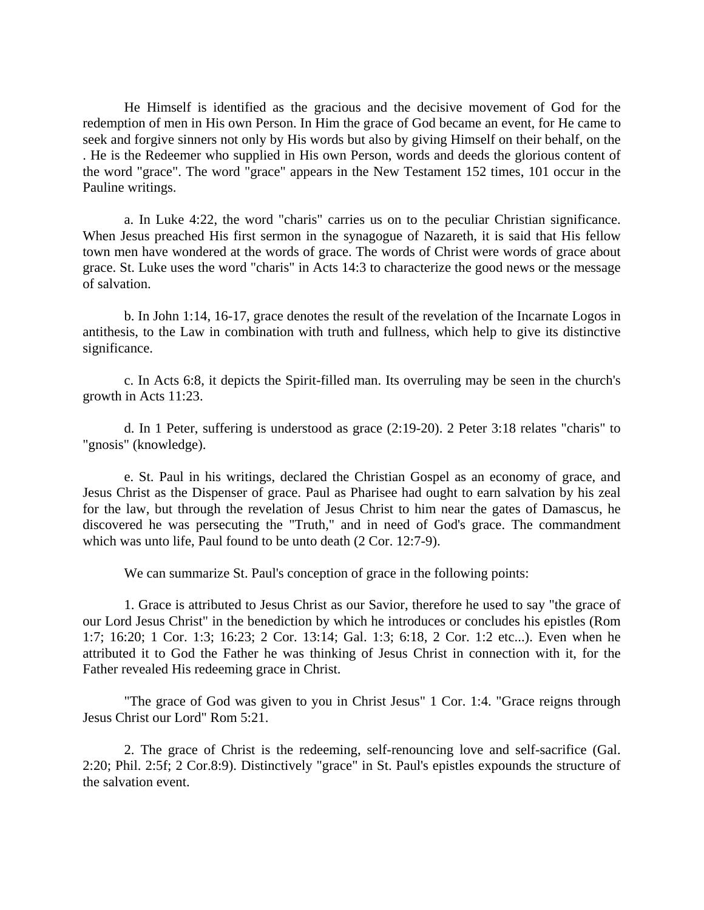He Himself is identified as the gracious and the decisive movement of God for the redemption of men in His own Person. In Him the grace of God became an event, for He came to seek and forgive sinners not only by His words but also by giving Himself on their behalf, on the . He is the Redeemer who supplied in His own Person, words and deeds the glorious content of the word "grace". The word "grace" appears in the New Testament 152 times, 101 occur in the Pauline writings.

a. In Luke 4:22, the word "charis" carries us on to the peculiar Christian significance. When Jesus preached His first sermon in the synagogue of Nazareth, it is said that His fellow town men have wondered at the words of grace. The words of Christ were words of grace about grace. St. Luke uses the word "charis" in Acts 14:3 to characterize the good news or the message of salvation.

b. In John 1:14, 16-17, grace denotes the result of the revelation of the Incarnate Logos in antithesis, to the Law in combination with truth and fullness, which help to give its distinctive significance.

c. In Acts 6:8, it depicts the Spirit-filled man. Its overruling may be seen in the church's growth in Acts 11:23.

d. In 1 Peter, suffering is understood as grace (2:19-20). 2 Peter 3:18 relates "charis" to "gnosis" (knowledge).

e. St. Paul in his writings, declared the Christian Gospel as an economy of grace, and Jesus Christ as the Dispenser of grace. Paul as Pharisee had ought to earn salvation by his zeal for the law, but through the revelation of Jesus Christ to him near the gates of Damascus, he discovered he was persecuting the "Truth," and in need of God's grace. The commandment which was unto life, Paul found to be unto death (2 Cor. 12:7-9).

We can summarize St. Paul's conception of grace in the following points:

1. Grace is attributed to Jesus Christ as our Savior, therefore he used to say "the grace of our Lord Jesus Christ" in the benediction by which he introduces or concludes his epistles (Rom 1:7; 16:20; 1 Cor. 1:3; 16:23; 2 Cor. 13:14; Gal. 1:3; 6:18, 2 Cor. 1:2 etc...). Even when he attributed it to God the Father he was thinking of Jesus Christ in connection with it, for the Father revealed His redeeming grace in Christ.

"The grace of God was given to you in Christ Jesus" 1 Cor. 1:4. "Grace reigns through Jesus Christ our Lord" Rom 5:21.

2. The grace of Christ is the redeeming, self-renouncing love and self-sacrifice (Gal. 2:20; Phil. 2:5f; 2 Cor.8:9). Distinctively "grace" in St. Paul's epistles expounds the structure of the salvation event.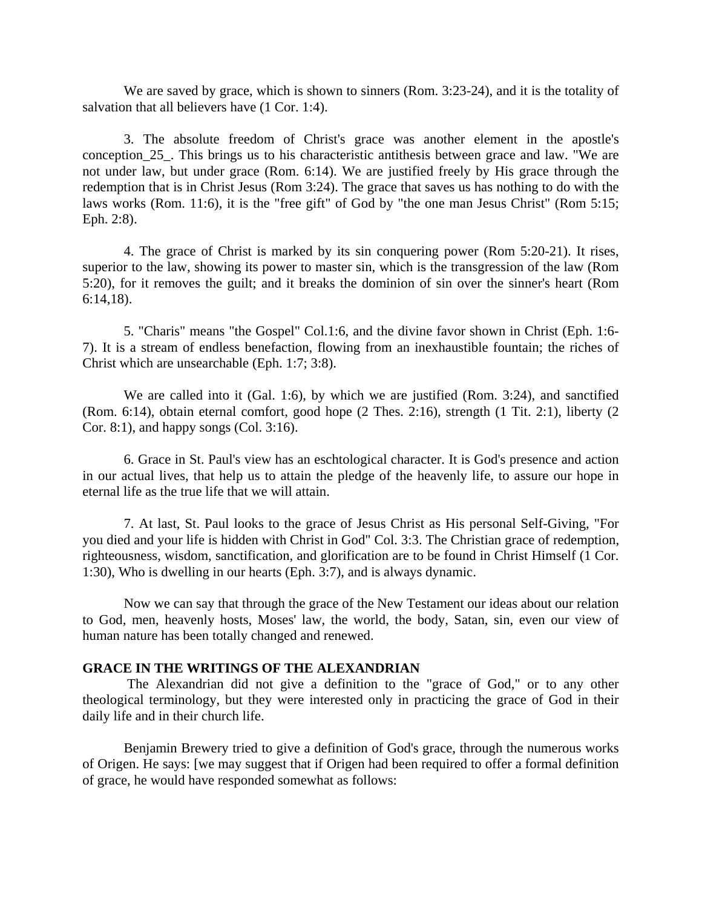We are saved by grace, which is shown to sinners (Rom. 3:23-24), and it is the totality of salvation that all believers have (1 Cor. 1:4).

3. The absolute freedom of Christ's grace was another element in the apostle's conception_25_. This brings us to his characteristic antithesis between grace and law. "We are not under law, but under grace (Rom. 6:14). We are justified freely by His grace through the redemption that is in Christ Jesus (Rom 3:24). The grace that saves us has nothing to do with the laws works (Rom. 11:6), it is the "free gift" of God by "the one man Jesus Christ" (Rom 5:15; Eph. 2:8).

4. The grace of Christ is marked by its sin conquering power (Rom 5:20-21). It rises, superior to the law, showing its power to master sin, which is the transgression of the law (Rom 5:20), for it removes the guilt; and it breaks the dominion of sin over the sinner's heart (Rom 6:14,18).

5. "Charis" means "the Gospel" Col.1:6, and the divine favor shown in Christ (Eph. 1:6-7). It is a stream of endless benefaction, flowing from an inexhaustible fountain; the riches of Christ which are unsearchable (Eph. 1:7; 3:8).

We are called into it (Gal. 1:6), by which we are justified (Rom. 3:24), and sanctified (Rom. 6:14), obtain eternal comfort, good hope (2 Thes. 2:16), strength (1 Tit. 2:1), liberty (2 Cor. 8:1), and happy songs (Col. 3:16).

6. Grace in St. Paul's view has an eschtological character. It is God's presence and action in our actual lives, that help us to attain the pledge of the heavenly life, to assure our hope in eternal life as the true life that we will attain.

7. At last, St. Paul looks to the grace of Jesus Christ as His personal Self-Giving, "For you died and your life is hidden with Christ in God" Col. 3:3. The Christian grace of redemption, righteousness, wisdom, sanctification, and glorification are to be found in Christ Himself (1 Cor. 1:30), Who is dwelling in our hearts (Eph. 3:7), and is always dynamic.

Now we can say that through the grace of the New Testament our ideas about our relation to God, men, heavenly hosts, Moses' law, the world, the body, Satan, sin, even our view of human nature has been totally changed and renewed.

## GRACE IN THE WRITINGS OF THE ALEXANDRIAN

The Alexandrian did not give a definition to the "grace of God," or to any other theological terminology, but they were interested only in practicing the grace of God in their daily life and in their church life.

Benjamin Brewery tried to give a definition of God's grace, through the numerous works of Origen. He says: [we may suggest that if Origen had been required to offer a formal definition of grace, he would have responded somewhat as follows: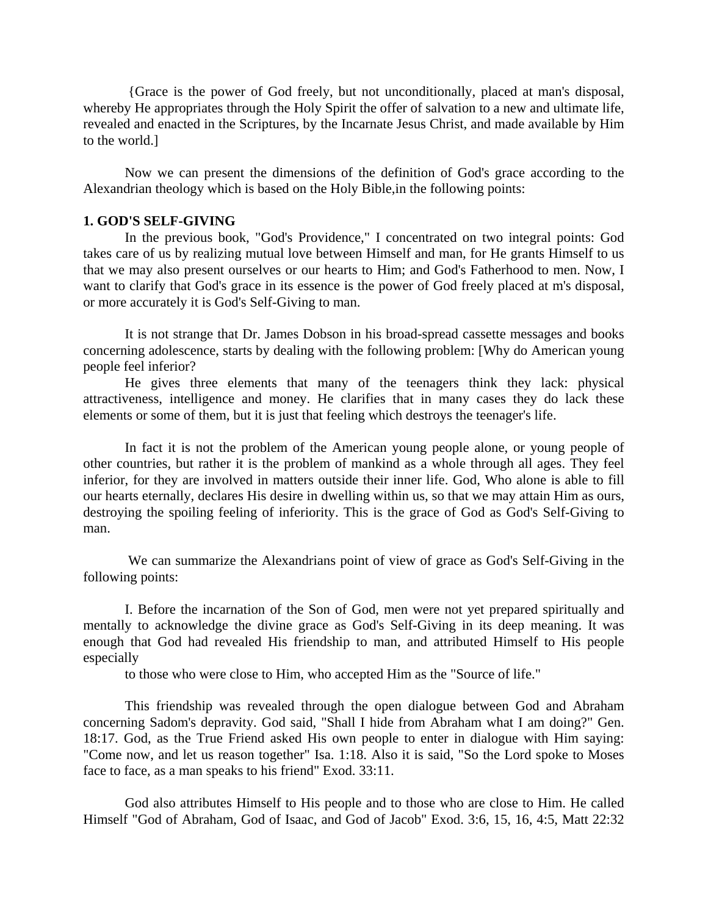{Grace is the power of God freely, but not unconditionally, placed at man's disposal, whereby He appropriates through the Holy Spirit the offer of salvation to a new and ultimate life, revealed and enacted in the Scriptures, by the Incarnate Jesus Christ, and made available by Him to the world.]

Now we can present the dimensions of the definition of God's grace according to the Alexandrian theology which is based on the Holy Bible,in the following points:

**1. GOD'S SELF-GIVING**

In the previous book, "God's Providence," I concentrated on two integral points: God takes care of us by realizing mutual love between Himself and man, for He grants Himself to us that we may also present ourselves or our hearts to Him; and God's Fatherhood to men. Now, I want to clarify that God's grace in its essence is the power of God freely placed at m's disposal, or more accurately it is God's Self-Giving to man.

It is not strange that Dr. James Dobson in his broad-spread cassette messages and books concerning adolescence, starts by dealing with the following problem: [Why do American young people feel inferior?

He gives three elements that many of the teenagers think they lack: physical attractiveness, intelligence and money. He clarifies that in many cases they do lack these elements or some of them, but it is just that feeling which destroys the teenager's life.

In fact it is not the problem of the American young people alone, or young people of other countries, but rather it is the problem of mankind as a whole through all ages. They feel inferior, for they are involved in matters outside their inner life. God, Who alone is able to fill our hearts eternally, declares His desire in dwelling within us, so that we may attain Him as ours, destroying the spoiling feeling of inferiority. This is the grace of God as God's Self-Giving to man.

We can summarize the Alexandrians point of view of grace as God's Self-Giving in the following points:

I. Before the incarnation of the Son of God, men were not yet prepared spiritually and mentally to acknowledge the divine grace as God's Self-Giving in its deep meaning. It was enough that God had revealed His friendship to man, and attributed Himself to His people especially

to those who were close to Him, who accepted Him as the "Source of life."

This friendship was revealed through the open dialogue between God and Abraham concerning Sadom's depravity. God said, "Shall I hide from Abraham what I am doing?" Gen. 18:17. God, as the True Friend asked His own people to enter in dialogue with Him saying: "Come now, and let us reason together" Isa. 1:18. Also it is said, "So the Lord spoke to Moses face to face, as a man speaks to his friend" Exod. 33:11.

God also attributes Himself to His people and to those who are close to Him. He called Himself "God of Abraham, God of Isaac, and God of Jacob" Exod. 3:6, 15, 16, 4:5, Matt 22:32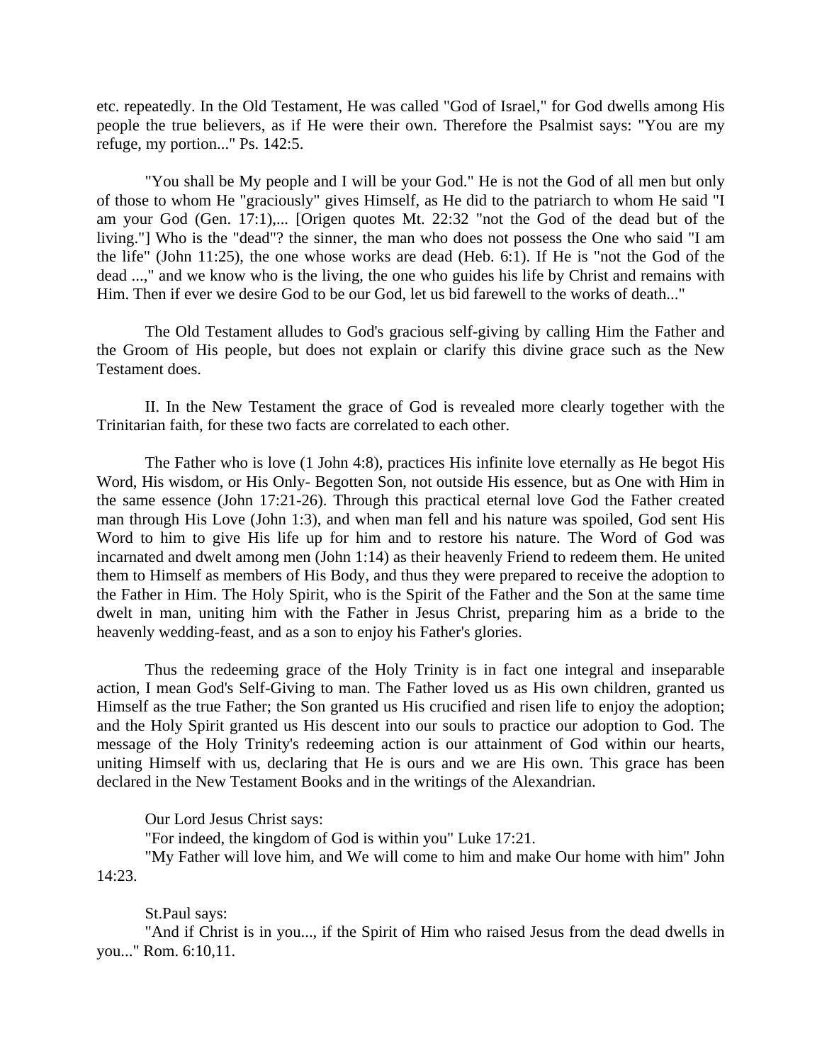etc. repeatedly. In the Old Testament, He was called "God of Israel," for God dwells among His people the true believers, as if He were their own. Therefore the Psalmist says: "You are my refuge, my portion..." Ps. 142:5.

"You shall be My people and I will be your God." He is not the God of all men but only of those to whom He "graciously" gives Himself, as He did to the patriarch to whom He said "I am your God (Gen. 17:1),... [Origen quotes Mt. 22:32 "not the God of the dead but of the living."] Who is the "dead"? the sinner, the man who does not possess the One who said "I am the life" (John 11:25), the one whose works are dead (Heb. 6:1). If He is "not the God of the dead ...," and we know who is the living, the one who guides his life by Christ and remains with Him. Then if ever we desire God to be our God, let us bid farewell to the works of death..."

The Old Testament alludes to God's gracious self-giving by calling Him the Father and the Groom of His people, but does not explain or clarify this divine grace such as the New Testament does.

II. In the New Testament the grace of God is revealed more clearly together with the Trinitarian faith, for these two facts are correlated to each other.

The Father who is love (1 John 4:8), practices His infinite love eternally as He begot His Word, His wisdom, or His Only- Begotten Son, not outside His essence, but as One with Him in the same essence (John 17:21-26). Through this practical eternal love God the Father created man through His Love (John 1:3), and when man fell and his nature was spoiled, God sent His Word to him to give His life up for him and to restore his nature. The Word of God was incarnated and dwelt among men (John 1:14) as their heavenly Friend to redeem them. He united them to Himself as members of His Body, and thus they were prepared to receive the adoption to the Father in Him. The Holy Spirit, who is the Spirit of the Father and the Son at the same time dwelt in man, uniting him with the Father in Jesus Christ, preparing him as a bride to the heavenly wedding-feast, and as a son to enjoy his Father's glories.

Thus the redeeming grace of the Holy Trinity is in fact one integral and inseparable action, I mean God's Self-Giving to man. The Father loved us as His own children, granted us Himself as the true Father; the Son granted us His crucified and risen life to enjoy the adoption; and the Holy Spirit granted us His descent into our souls to practice our adoption to God. The message of the Holy Trinity's redeeming action is our attainment of God within our hearts, uniting Himself with us, declaring that He is ours and we are His own. This grace has been declared in the New Testament Books and in the writings of the Alexandrian.

Our Lord Jesus Christ says:

"For indeed, the kingdom of God is within you" Luke 17:21.

"My Father will love him, and We will come to him and make Our home with him" John 14:23.

St.Paul says:

"And if Christ is in you..., if the Spirit of Him who raised Jesus from the dead dwells in you..." Rom. 6:10,11.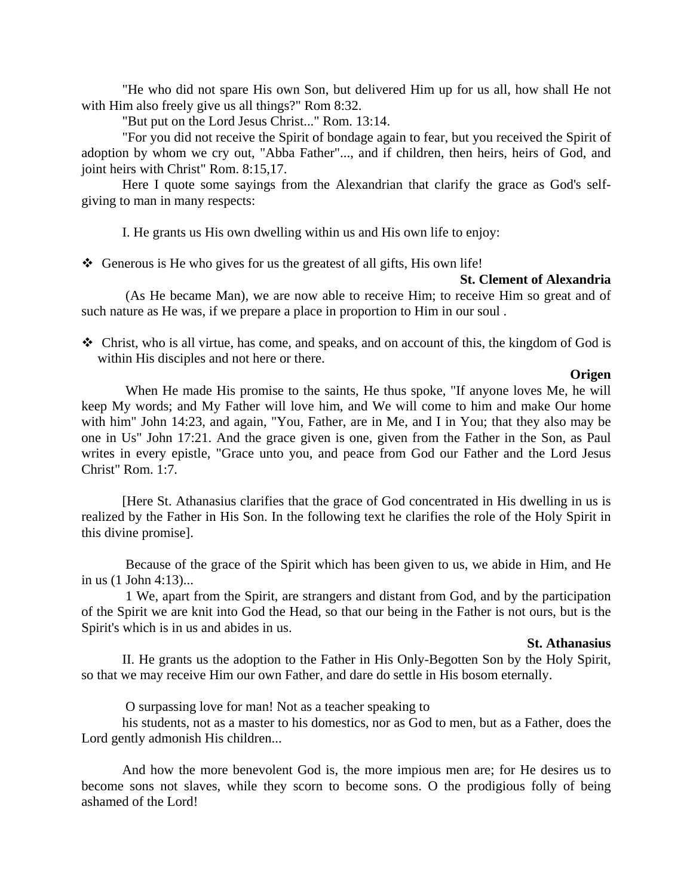"He who did not spare His own Son, but delivered Him up for us all, how shall He not with Him also freely give us all things?" Rom 8:32.

"But put on the Lord Jesus Christ..." Rom. 13:14.

"For you did not receive the Spirit of bondage again to fear, but you received the Spirit of adoption by whom we cry out, "Abba Father"..., and if children, then heirs, heirs of God, and joint heirs with Christ" Rom. 8:15,17.

Here I quote some sayings from the Alexandrian that clarify the grace as God's self-giving to man in many respects:

I. He grants us His own dwelling within us and His own life to enjoy:

- Generous is He who gives for us the greatest of all gifts, His own life!

**St. Clement of Alexandria**

(As He became Man), we are now able to receive Him; to receive Him so great and of such nature as He was, if we prepare a place in proportion to Him in our soul .

- Christ, who is all virtue, has come, and speaks, and on account of this, the kingdom of God is within His disciples and not here or there.

**Origen**

When He made His promise to the saints, He thus spoke, "If anyone loves Me, he will keep My words; and My Father will love him, and We will come to him and make Our home with him" John 14:23, and again, "You, Father, are in Me, and I in You; that they also may be one in Us" John 17:21. And the grace given is one, given from the Father in the Son, as Paul writes in every epistle, "Grace unto you, and peace from God our Father and the Lord Jesus Christ" Rom. 1:7.

[Here St. Athanasius clarifies that the grace of God concentrated in His dwelling in us is realized by the Father in His Son. In the following text he clarifies the role of the Holy Spirit in this divine promise].

Because of the grace of the Spirit which has been given to us, we abide in Him, and He in us (1 John 4:13)...

1 We, apart from the Spirit, are strangers and distant from God, and by the participation of the Spirit we are knit into God the Head, so that our being in the Father is not ours, but is the Spirit's which is in us and abides in us.

**St. Athanasius**

II. He grants us the adoption to the Father in His Only-Begotten Son by the Holy Spirit, so that we may receive Him our own Father, and dare do settle in His bosom eternally.

O surpassing love for man! Not as a teacher speaking to his students, not as a master to his domestics, nor as God to men, but as a Father, does the Lord gently admonish His children...

And how the more benevolent God is, the more impious men are; for He desires us to become sons not slaves, while they scorn to become sons. O the prodigious folly of being ashamed of the Lord!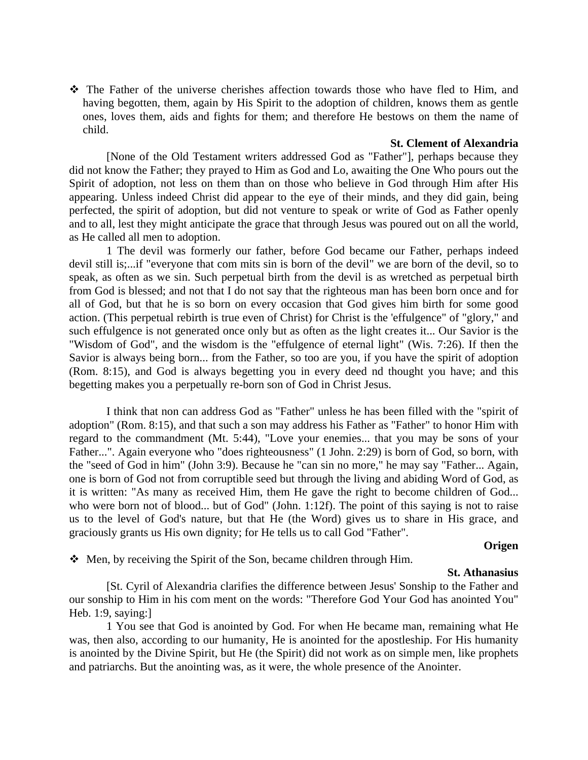❖ The Father of the universe cherishes affection towards those who have fled to Him, and having begotten, them, again by His Spirit to the adoption of children, knows them as gentle ones, loves them, aids and fights for them; and therefore He bestows on them the name of child.

**St. Clement of Alexandria**

[None of the Old Testament writers addressed God as "Father"], perhaps because they did not know the Father; they prayed to Him as God and Lo, awaiting the One Who pours out the Spirit of adoption, not less on them than on those who believe in God through Him after His appearing. Unless indeed Christ did appear to the eye of their minds, and they did gain, being perfected, the spirit of adoption, but did not venture to speak or write of God as Father openly and to all, lest they might anticipate the grace that through Jesus was poured out on all the world, as He called all men to adoption.

1 The devil was formerly our father, before God became our Father, perhaps indeed devil still is;...if "everyone that com mits sin is born of the devil" we are born of the devil, so to speak, as often as we sin. Such perpetual birth from the devil is as wretched as perpetual birth from God is blessed; and not that I do not say that the righteous man has been born once and for all of God, but that he is so born on every occasion that God gives him birth for some good action. (This perpetual rebirth is true even of Christ) for Christ is the 'effulgence" of "glory," and such effulgence is not generated once only but as often as the light creates it... Our Savior is the "Wisdom of God", and the wisdom is the "effulgence of eternal light" (Wis. 7:26). If then the Savior is always being born... from the Father, so too are you, if you have the spirit of adoption (Rom. 8:15), and God is always begetting you in every deed nd thought you have; and this begetting makes you a perpetually re-born son of God in Christ Jesus.

I think that non can address God as "Father" unless he has been filled with the "spirit of adoption" (Rom. 8:15), and that such a son may address his Father as "Father" to honor Him with regard to the commandment (Mt. 5:44), "Love your enemies... that you may be sons of your Father...". Again everyone who "does righteousness" (1 John. 2:29) is born of God, so born, with the "seed of God in him" (John 3:9). Because he "can sin no more," he may say "Father... Again, one is born of God not from corruptible seed but through the living and abiding Word of God, as it is written: "As many as received Him, them He gave the right to become children of God... who were born not of blood... but of God" (John. 1:12f). The point of this saying is not to raise us to the level of God's nature, but that He (the Word) gives us to share in His grace, and graciously grants us His own dignity; for He tells us to call God "Father".

**Origen**

❖ Men, by receiving the Spirit of the Son, became children through Him.

**St. Athanasius**

[St. Cyril of Alexandria clarifies the difference between Jesus' Sonship to the Father and our sonship to Him in his com ment on the words: "Therefore God Your God has anointed You" Heb. 1:9, saying:]

1 You see that God is anointed by God. For when He became man, remaining what He was, then also, according to our humanity, He is anointed for the apostleship. For His humanity is anointed by the Divine Spirit, but He (the Spirit) did not work as on simple men, like prophets and patriarchs. But the anointing was, as it were, the whole presence of the Anointer.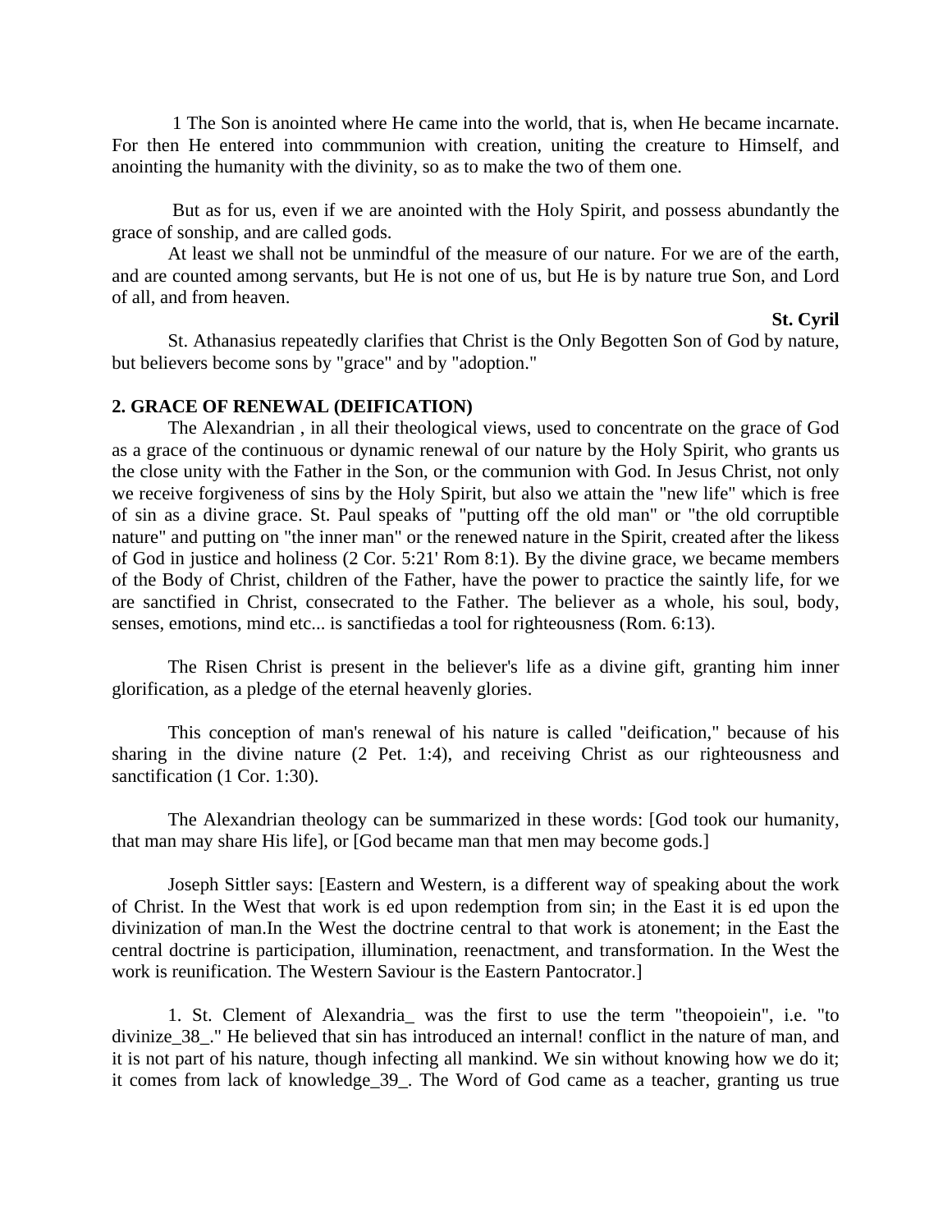1 The Son is anointed where He came into the world, that is, when He became incarnate. For then He entered into commmunion with creation, uniting the creature to Himself, and anointing the humanity with the divinity, so as to make the two of them one.

But as for us, even if we are anointed with the Holy Spirit, and possess abundantly the grace of sonship, and are called gods.

At least we shall not be unmindful of the measure of our nature. For we are of the earth, and are counted among servants, but He is not one of us, but He is by nature true Son, and Lord of all, and from heaven.

**St. Cyril**

St. Athanasius repeatedly clarifies that Christ is the Only Begotten Son of God by nature, but believers become sons by "grace" and by "adoption."

**2. GRACE OF RENEWAL (DEIFICATION)**

The Alexandrian , in all their theological views, used to concentrate on the grace of God as a grace of the continuous or dynamic renewal of our nature by the Holy Spirit, who grants us the close unity with the Father in the Son, or the communion with God. In Jesus Christ, not only we receive forgiveness of sins by the Holy Spirit, but also we attain the "new life" which is free of sin as a divine grace. St. Paul speaks of "putting off the old man" or "the old corruptible nature" and putting on "the inner man" or the renewed nature in the Spirit, created after the likess of God in justice and holiness (2 Cor. 5:21' Rom 8:1). By the divine grace, we became members of the Body of Christ, children of the Father, have the power to practice the saintly life, for we are sanctified in Christ, consecrated to the Father. The believer as a whole, his soul, body, senses, emotions, mind etc... is sanctifiedas a tool for righteousness (Rom. 6:13).

The Risen Christ is present in the believer's life as a divine gift, granting him inner glorification, as a pledge of the eternal heavenly glories.

This conception of man's renewal of his nature is called "deification," because of his sharing in the divine nature (2 Pet. 1:4), and receiving Christ as our righteousness and sanctification (1 Cor. 1:30).

The Alexandrian theology can be summarized in these words: [God took our humanity, that man may share His life], or [God became man that men may become gods.]

Joseph Sittler says: [Eastern and Western, is a different way of speaking about the work of Christ. In the West that work is ed upon redemption from sin; in the East it is ed upon the divinization of man.In the West the doctrine central to that work is atonement; in the East the central doctrine is participation, illumination, reenactment, and transformation. In the West the work is reunification. The Western Saviour is the Eastern Pantocrator.]

1. St. Clement of Alexandria_ was the first to use the term "theopoiein", i.e. "to divinize_38_." He believed that sin has introduced an internal! conflict in the nature of man, and it is not part of his nature, though infecting all mankind. We sin without knowing how we do it; it comes from lack of knowledge_39_. The Word of God came as a teacher, granting us true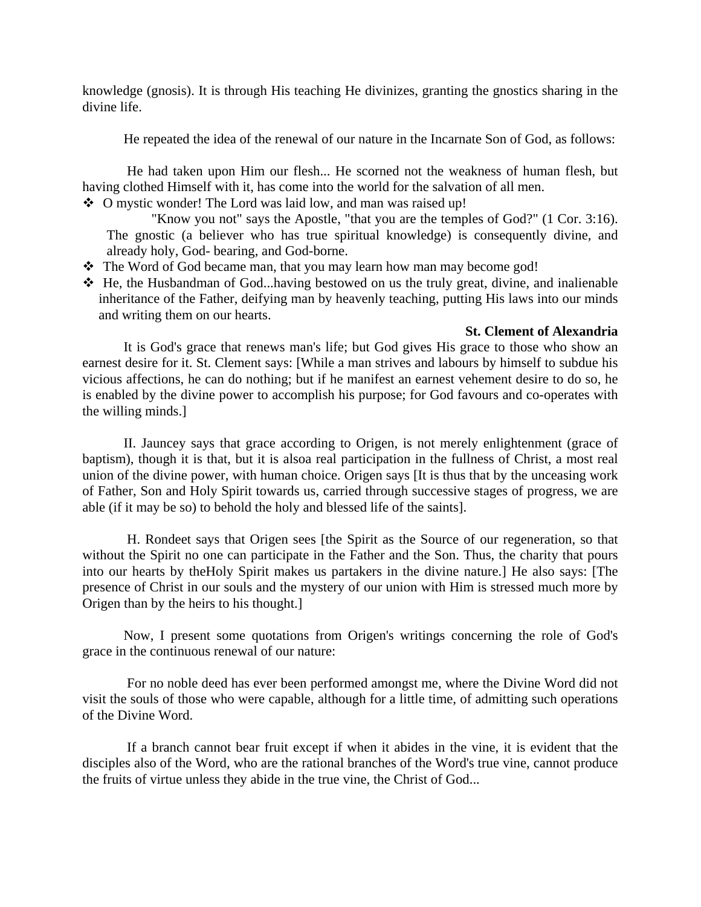knowledge (gnosis). It is through His teaching He divinizes, granting the gnostics sharing in the divine life.

He repeated the idea of the renewal of our nature in the Incarnate Son of God, as follows:

He had taken upon Him our flesh... He scorned not the weakness of human flesh, but having clothed Himself with it, has come into the world for the salvation of all men.

- O mystic wonder! The Lord was laid low, and man was raised up!

  "Know you not" says the Apostle, "that you are the temples of God?" (1 Cor. 3:16). The gnostic (a believer who has true spiritual knowledge) is consequently divine, and already holy, God- bearing, and God-borne.

- The Word of God became man, that you may learn how man may become god!
- He, the Husbandman of God...having bestowed on us the truly great, divine, and inalienable inheritance of the Father, deifying man by heavenly teaching, putting His laws into our minds and writing them on our hearts.

**St. Clement of Alexandria**

It is God's grace that renews man's life; but God gives His grace to those who show an earnest desire for it. St. Clement says: [While a man strives and labours by himself to subdue his vicious affections, he can do nothing; but if he manifest an earnest vehement desire to do so, he is enabled by the divine power to accomplish his purpose; for God favours and co-operates with the willing minds.]

II. Jauncey says that grace according to Origen, is not merely enlightenment (grace of baptism), though it is that, but it is alsoa real participation in the fullness of Christ, a most real union of the divine power, with human choice. Origen says [It is thus that by the unceasing work of Father, Son and Holy Spirit towards us, carried through successive stages of progress, we are able (if it may be so) to behold the holy and blessed life of the saints].

H. Rondeet says that Origen sees [the Spirit as the Source of our regeneration, so that without the Spirit no one can participate in the Father and the Son. Thus, the charity that pours into our hearts by theHoly Spirit makes us partakers in the divine nature.] He also says: [The presence of Christ in our souls and the mystery of our union with Him is stressed much more by Origen than by the heirs to his thought.]

Now, I present some quotations from Origen's writings concerning the role of God's grace in the continuous renewal of our nature:

For no noble deed has ever been performed amongst me, where the Divine Word did not visit the souls of those who were capable, although for a little time, of admitting such operations of the Divine Word.

If a branch cannot bear fruit except if when it abides in the vine, it is evident that the disciples also of the Word, who are the rational branches of the Word's true vine, cannot produce the fruits of virtue unless they abide in the true vine, the Christ of God...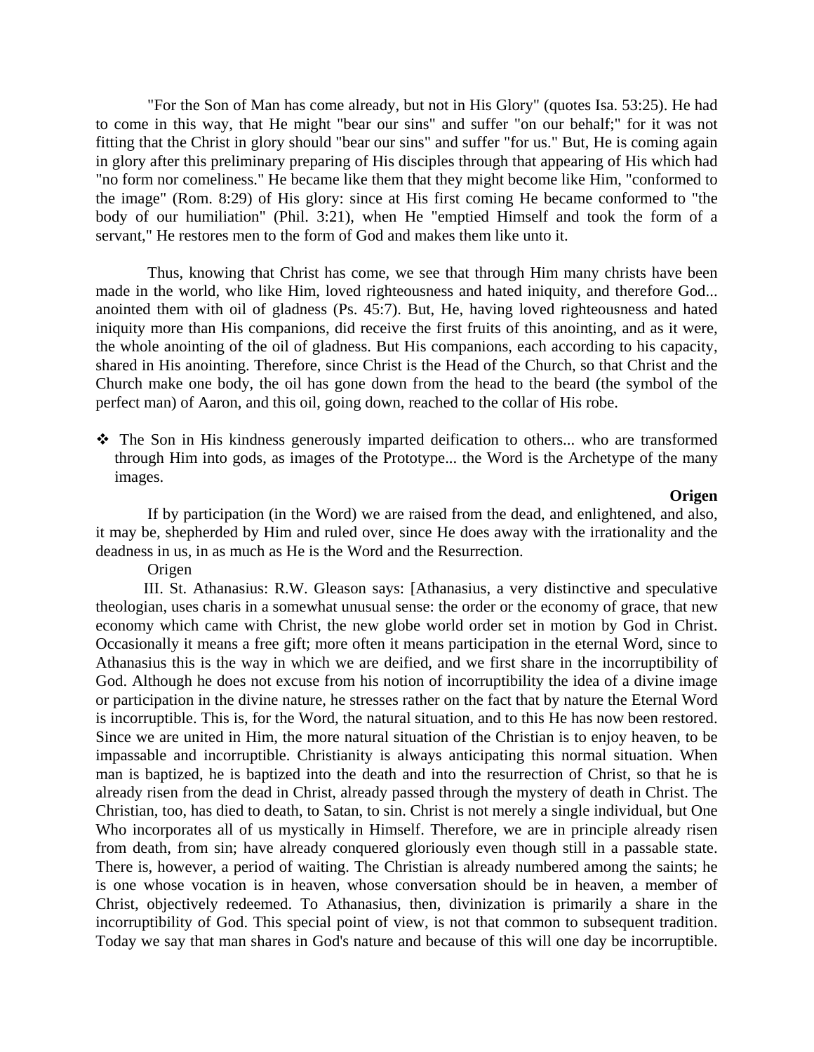"For the Son of Man has come already, but not in His Glory" (quotes Isa. 53:25). He had to come in this way, that He might "bear our sins" and suffer "on our behalf;" for it was not fitting that the Christ in glory should "bear our sins" and suffer "for us." But, He is coming again in glory after this preliminary preparing of His disciples through that appearing of His which had "no form nor comeliness." He became like them that they might become like Him, "conformed to the image" (Rom. 8:29) of His glory: since at His first coming He became conformed to "the body of our humiliation" (Phil. 3:21), when He "emptied Himself and took the form of a servant," He restores men to the form of God and makes them like unto it.

Thus, knowing that Christ has come, we see that through Him many christs have been made in the world, who like Him, loved righteousness and hated iniquity, and therefore God... anointed them with oil of gladness (Ps. 45:7). But, He, having loved righteousness and hated iniquity more than His companions, did receive the first fruits of this anointing, and as it were, the whole anointing of the oil of gladness. But His companions, each according to his capacity, shared in His anointing. Therefore, since Christ is the Head of the Church, so that Christ and the Church make one body, the oil has gone down from the head to the beard (the symbol of the perfect man) of Aaron, and this oil, going down, reached to the collar of His robe.

- The Son in His kindness generously imparted deification to others... who are transformed through Him into gods, as images of the Prototype... the Word is the Archetype of the many images.

**Origen**

If by participation (in the Word) we are raised from the dead, and enlightened, and also, it may be, shepherded by Him and ruled over, since He does away with the irrationality and the deadness in us, in as much as He is the Word and the Resurrection.

Origen

III. St. Athanasius: R.W. Gleason says: [Athanasius, a very distinctive and speculative theologian, uses charis in a somewhat unusual sense: the order or the economy of grace, that new economy which came with Christ, the new globe world order set in motion by God in Christ. Occasionally it means a free gift; more often it means participation in the eternal Word, since to Athanasius this is the way in which we are deified, and we first share in the incorruptibility of God. Although he does not excuse from his notion of incorruptibility the idea of a divine image or participation in the divine nature, he stresses rather on the fact that by nature the Eternal Word is incorruptible. This is, for the Word, the natural situation, and to this He has now been restored. Since we are united in Him, the more natural situation of the Christian is to enjoy heaven, to be impassable and incorruptible. Christianity is always anticipating this normal situation. When man is baptized, he is baptized into the death and into the resurrection of Christ, so that he is already risen from the dead in Christ, already passed through the mystery of death in Christ. The Christian, too, has died to death, to Satan, to sin. Christ is not merely a single individual, but One Who incorporates all of us mystically in Himself. Therefore, we are in principle already risen from death, from sin; have already conquered gloriously even though still in a passable state. There is, however, a period of waiting. The Christian is already numbered among the saints; he is one whose vocation is in heaven, whose conversation should be in heaven, a member of Christ, objectively redeemed. To Athanasius, then, divinization is primarily a share in the incorruptibility of God. This special point of view, is not that common to subsequent tradition. Today we say that man shares in God's nature and because of this will one day be incorruptible.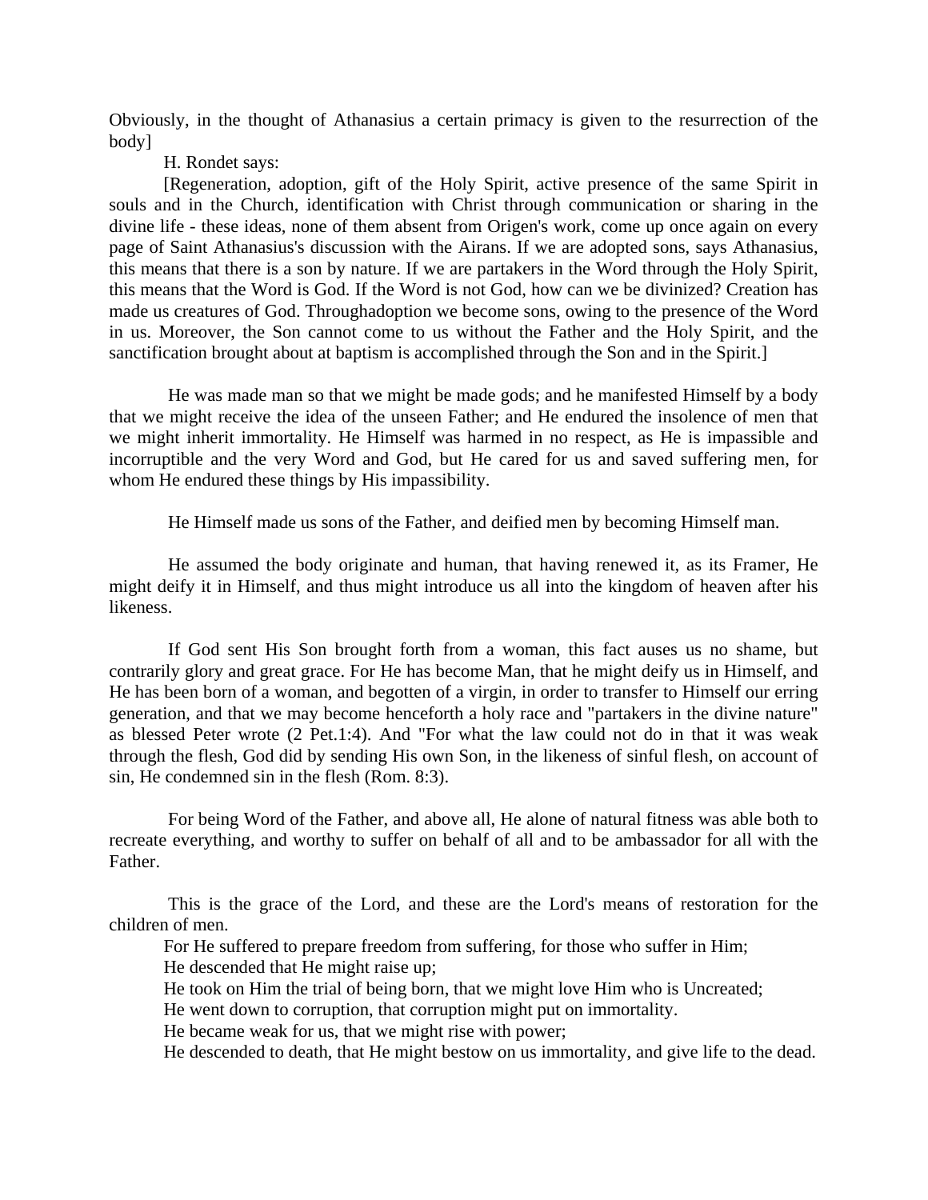Obviously, in the thought of Athanasius a certain primacy is given to the resurrection of the body]

H. Rondet says:

[Regeneration, adoption, gift of the Holy Spirit, active presence of the same Spirit in souls and in the Church, identification with Christ through communication or sharing in the divine life - these ideas, none of them absent from Origen's work, come up once again on every page of Saint Athanasius's discussion with the Airans. If we are adopted sons, says Athanasius, this means that there is a son by nature. If we are partakers in the Word through the Holy Spirit, this means that the Word is God. If the Word is not God, how can we be divinized? Creation has made us creatures of God. Throughadoption we become sons, owing to the presence of the Word in us. Moreover, the Son cannot come to us without the Father and the Holy Spirit, and the sanctification brought about at baptism is accomplished through the Son and in the Spirit.]

He was made man so that we might be made gods; and he manifested Himself by a body that we might receive the idea of the unseen Father; and He endured the insolence of men that we might inherit immortality. He Himself was harmed in no respect, as He is impassible and incorruptible and the very Word and God, but He cared for us and saved suffering men, for whom He endured these things by His impassibility.

He Himself made us sons of the Father, and deified men by becoming Himself man.

He assumed the body originate and human, that having renewed it, as its Framer, He might deify it in Himself, and thus might introduce us all into the kingdom of heaven after his likeness.

If God sent His Son brought forth from a woman, this fact auses us no shame, but contrarily glory and great grace. For He has become Man, that he might deify us in Himself, and He has been born of a woman, and begotten of a virgin, in order to transfer to Himself our erring generation, and that we may become henceforth a holy race and "partakers in the divine nature" as blessed Peter wrote (2 Pet.1:4). And "For what the law could not do in that it was weak through the flesh, God did by sending His own Son, in the likeness of sinful flesh, on account of sin, He condemned sin in the flesh (Rom. 8:3).

For being Word of the Father, and above all, He alone of natural fitness was able both to recreate everything, and worthy to suffer on behalf of all and to be ambassador for all with the Father.

This is the grace of the Lord, and these are the Lord's means of restoration for the children of men.

For He suffered to prepare freedom from suffering, for those who suffer in Him;
He descended that He might raise up;
He took on Him the trial of being born, that we might love Him who is Uncreated;
He went down to corruption, that corruption might put on immortality.
He became weak for us, that we might rise with power;
He descended to death, that He might bestow on us immortality, and give life to the dead.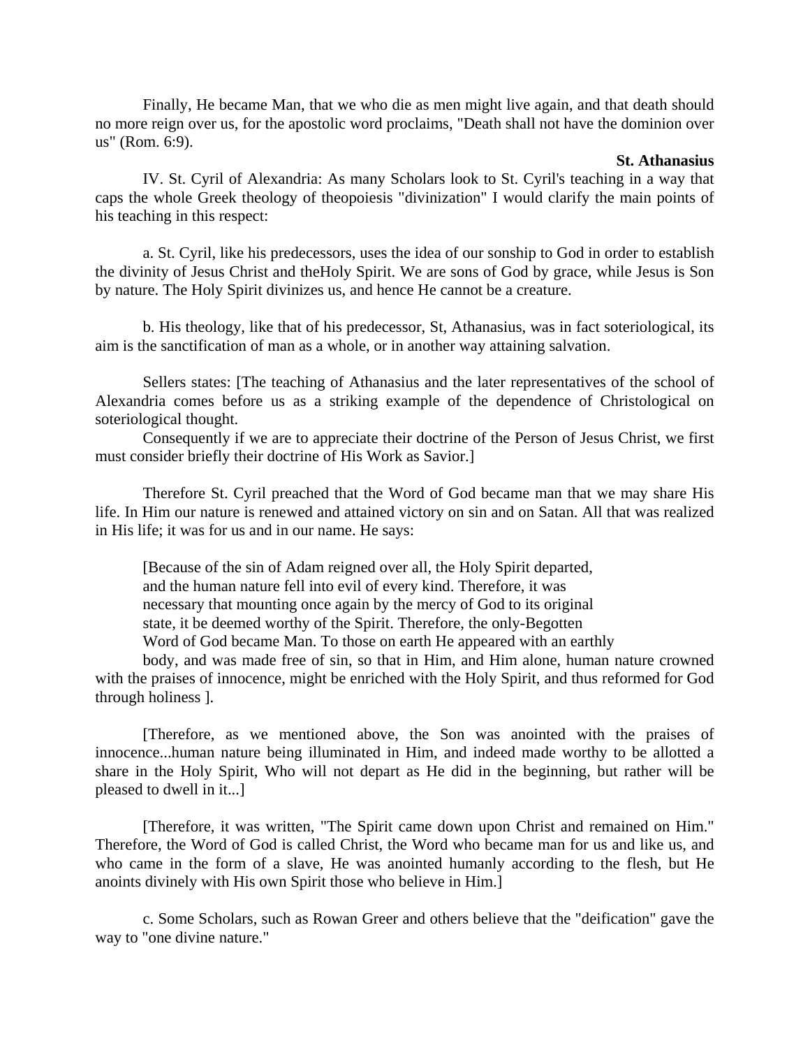Finally, He became Man, that we who die as men might live again, and that death should no more reign over us, for the apostolic word proclaims, "Death shall not have the dominion over us" (Rom. 6:9).

**St. Athanasius**

IV. St. Cyril of Alexandria: As many Scholars look to St. Cyril's teaching in a way that caps the whole Greek theology of theopoiesis "divinization" I would clarify the main points of his teaching in this respect:

a. St. Cyril, like his predecessors, uses the idea of our sonship to God in order to establish the divinity of Jesus Christ and theHoly Spirit. We are sons of God by grace, while Jesus is Son by nature. The Holy Spirit divinizes us, and hence He cannot be a creature.

b. His theology, like that of his predecessor, St, Athanasius, was in fact soteriological, its aim is the sanctification of man as a whole, or in another way attaining salvation.

Sellers states: [The teaching of Athanasius and the later representatives of the school of Alexandria comes before us as a striking example of the dependence of Christological on soteriological thought.

Consequently if we are to appreciate their doctrine of the Person of Jesus Christ, we first must consider briefly their doctrine of His Work as Savior.]

Therefore St. Cyril preached that the Word of God became man that we may share His life. In Him our nature is renewed and attained victory on sin and on Satan. All that was realized in His life; it was for us and in our name. He says:

[Because of the sin of Adam reigned over all, the Holy Spirit departed, and the human nature fell into evil of every kind. Therefore, it was necessary that mounting once again by the mercy of God to its original state, it be deemed worthy of the Spirit. Therefore, the only-Begotten Word of God became Man. To those on earth He appeared with an earthly body, and was made free of sin, so that in Him, and Him alone, human nature crowned with the praises of innocence, might be enriched with the Holy Spirit, and thus reformed for God through holiness ].

[Therefore, as we mentioned above, the Son was anointed with the praises of innocence...human nature being illuminated in Him, and indeed made worthy to be allotted a share in the Holy Spirit, Who will not depart as He did in the beginning, but rather will be pleased to dwell in it...]

[Therefore, it was written, "The Spirit came down upon Christ and remained on Him." Therefore, the Word of God is called Christ, the Word who became man for us and like us, and who came in the form of a slave, He was anointed humanly according to the flesh, but He anoints divinely with His own Spirit those who believe in Him.]

c. Some Scholars, such as Rowan Greer and others believe that the "deification" gave the way to "one divine nature."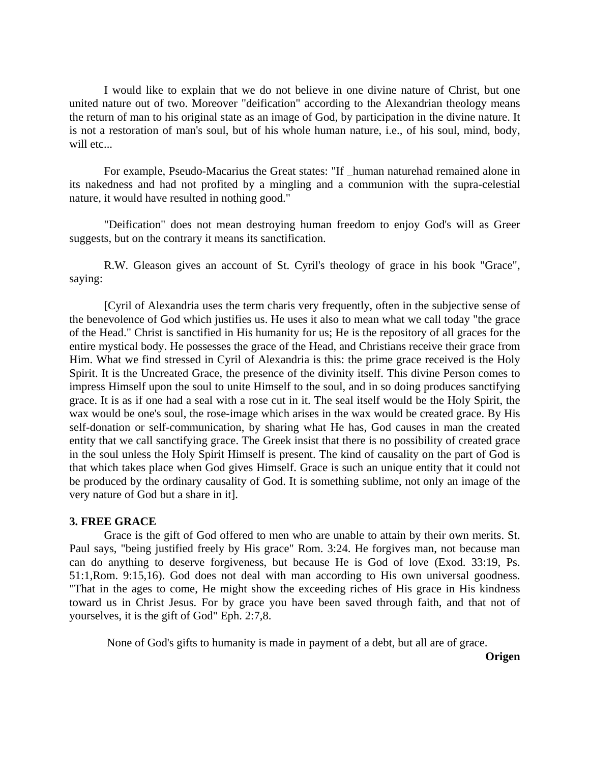I would like to explain that we do not believe in one divine nature of Christ, but one united nature out of two. Moreover "deification" according to the Alexandrian theology means the return of man to his original state as an image of God, by participation in the divine nature. It is not a restoration of man's soul, but of his whole human nature, i.e., of his soul, mind, body, will etc...

For example, Pseudo-Macarius the Great states: "If _human naturehad remained alone in its nakedness and had not profited by a mingling and a communion with the supra-celestial nature, it would have resulted in nothing good."

"Deification" does not mean destroying human freedom to enjoy God's will as Greer suggests, but on the contrary it means its sanctification.

R.W. Gleason gives an account of St. Cyril's theology of grace in his book "Grace", saying:

[Cyril of Alexandria uses the term charis very frequently, often in the subjective sense of the benevolence of God which justifies us. He uses it also to mean what we call today "the grace of the Head." Christ is sanctified in His humanity for us; He is the repository of all graces for the entire mystical body. He possesses the grace of the Head, and Christians receive their grace from Him. What we find stressed in Cyril of Alexandria is this: the prime grace received is the Holy Spirit. It is the Uncreated Grace, the presence of the divinity itself. This divine Person comes to impress Himself upon the soul to unite Himself to the soul, and in so doing produces sanctifying grace. It is as if one had a seal with a rose cut in it. The seal itself would be the Holy Spirit, the wax would be one's soul, the rose-image which arises in the wax would be created grace. By His self-donation or self-communication, by sharing what He has, God causes in man the created entity that we call sanctifying grace. The Greek insist that there is no possibility of created grace in the soul unless the Holy Spirit Himself is present. The kind of causality on the part of God is that which takes place when God gives Himself. Grace is such an unique entity that it could not be produced by the ordinary causality of God. It is something sublime, not only an image of the very nature of God but a share in it].

**3. FREE GRACE**

Grace is the gift of God offered to men who are unable to attain by their own merits. St. Paul says, "being justified freely by His grace" Rom. 3:24. He forgives man, not because man can do anything to deserve forgiveness, but because He is God of love (Exod. 33:19, Ps. 51:1,Rom. 9:15,16). God does not deal with man according to His own universal goodness. "That in the ages to come, He might show the exceeding riches of His grace in His kindness toward us in Christ Jesus. For by grace you have been saved through faith, and that not of yourselves, it is the gift of God" Eph. 2:7,8.

None of God's gifts to humanity is made in payment of a debt, but all are of grace.

**Origen**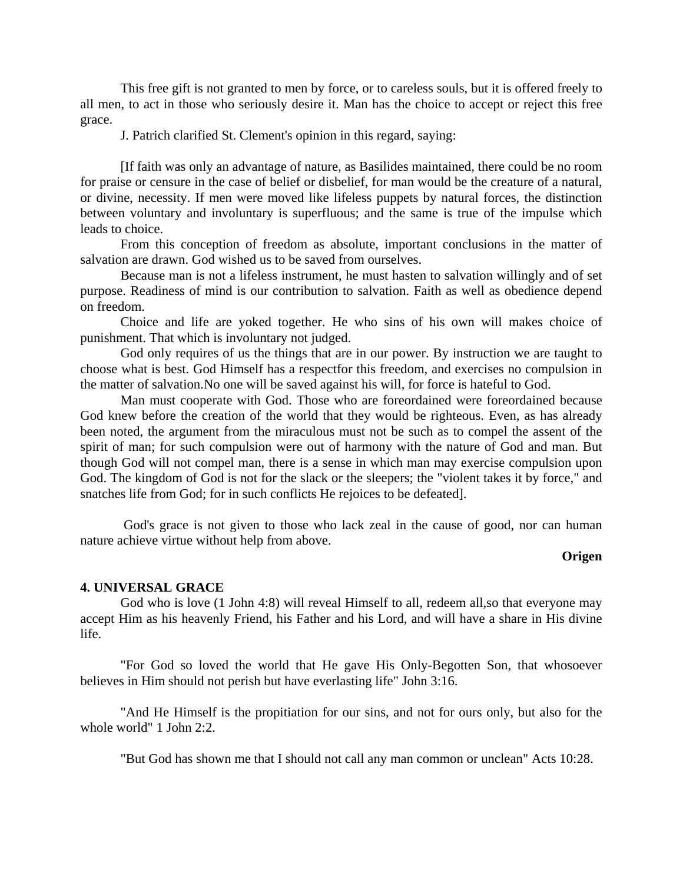This free gift is not granted to men by force, or to careless souls, but it is offered freely to all men, to act in those who seriously desire it. Man has the choice to accept or reject this free grace.

J. Patrich clarified St. Clement's opinion in this regard, saying:

[If faith was only an advantage of nature, as Basilides maintained, there could be no room for praise or censure in the case of belief or disbelief, for man would be the creature of a natural, or divine, necessity. If men were moved like lifeless puppets by natural forces, the distinction between voluntary and involuntary is superfluous; and the same is true of the impulse which leads to choice.

From this conception of freedom as absolute, important conclusions in the matter of salvation are drawn. God wished us to be saved from ourselves.

Because man is not a lifeless instrument, he must hasten to salvation willingly and of set purpose. Readiness of mind is our contribution to salvation. Faith as well as obedience depend on freedom.

Choice and life are yoked together. He who sins of his own will makes choice of punishment. That which is involuntary not judged.

God only requires of us the things that are in our power. By instruction we are taught to choose what is best. God Himself has a respectfor this freedom, and exercises no compulsion in the matter of salvation.No one will be saved against his will, for force is hateful to God.

Man must cooperate with God. Those who are foreordained were foreordained because God knew before the creation of the world that they would be righteous. Even, as has already been noted, the argument from the miraculous must not be such as to compel the assent of the spirit of man; for such compulsion were out of harmony with the nature of God and man. But though God will not compel man, there is a sense in which man may exercise compulsion upon God. The kingdom of God is not for the slack or the sleepers; the "violent takes it by force," and snatches life from God; for in such conflicts He rejoices to be defeated].

God's grace is not given to those who lack zeal in the cause of good, nor can human nature achieve virtue without help from above.

**Origen**

**4. UNIVERSAL GRACE**

God who is love (1 John 4:8) will reveal Himself to all, redeem all,so that everyone may accept Him as his heavenly Friend, his Father and his Lord, and will have a share in His divine life.

"For God so loved the world that He gave His Only-Begotten Son, that whosoever believes in Him should not perish but have everlasting life" John 3:16.

"And He Himself is the propitiation for our sins, and not for ours only, but also for the whole world" 1 John 2:2.

"But God has shown me that I should not call any man common or unclean" Acts 10:28.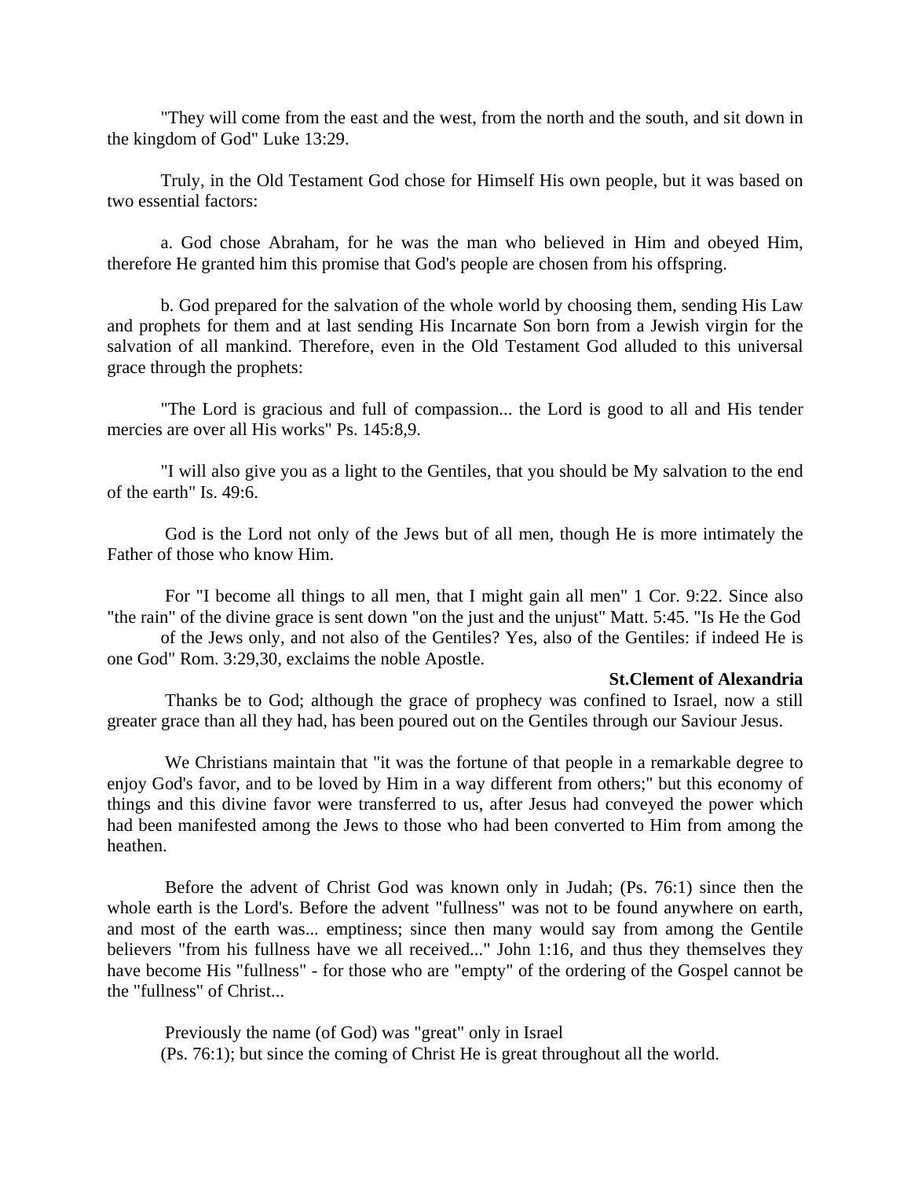"They will come from the east and the west, from the north and the south, and sit down in the kingdom of God" Luke 13:29.

Truly, in the Old Testament God chose for Himself His own people, but it was based on two essential factors:

a. God chose Abraham, for he was the man who believed in Him and obeyed Him, therefore He granted him this promise that God's people are chosen from his offspring.

b. God prepared for the salvation of the whole world by choosing them, sending His Law and prophets for them and at last sending His Incarnate Son born from a Jewish virgin for the salvation of all mankind. Therefore, even in the Old Testament God alluded to this universal grace through the prophets:

"The Lord is gracious and full of compassion... the Lord is good to all and His tender mercies are over all His works" Ps. 145:8,9.

"I will also give you as a light to the Gentiles, that you should be My salvation to the end of the earth" Is. 49:6.

God is the Lord not only of the Jews but of all men, though He is more intimately the Father of those who know Him.

For "I become all things to all men, that I might gain all men" 1 Cor. 9:22. Since also "the rain" of the divine grace is sent down "on the just and the unjust" Matt. 5:45. "Is He the God of the Jews only, and not also of the Gentiles? Yes, also of the Gentiles: if indeed He is one God" Rom. 3:29,30, exclaims the noble Apostle.

**St.Clement of Alexandria**

Thanks be to God; although the grace of prophecy was confined to Israel, now a still greater grace than all they had, has been poured out on the Gentiles through our Saviour Jesus.

We Christians maintain that "it was the fortune of that people in a remarkable degree to enjoy God's favor, and to be loved by Him in a way different from others;" but this economy of things and this divine favor were transferred to us, after Jesus had conveyed the power which had been manifested among the Jews to those who had been converted to Him from among the heathen.

Before the advent of Christ God was known only in Judah; (Ps. 76:1) since then the whole earth is the Lord's. Before the advent "fullness" was not to be found anywhere on earth, and most of the earth was... emptiness; since then many would say from among the Gentile believers "from his fullness have we all received..." John 1:16, and thus they themselves they have become His "fullness" - for those who are "empty" of the ordering of the Gospel cannot be the "fullness" of Christ...

Previously the name (of God) was "great" only in Israel (Ps. 76:1); but since the coming of Christ He is great throughout all the world.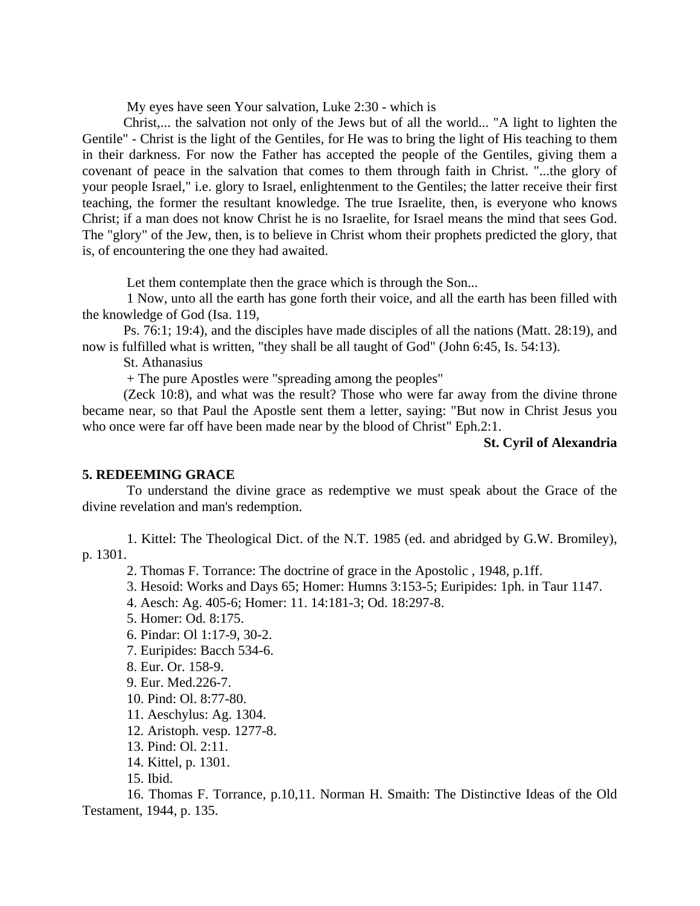My eyes have seen Your salvation, Luke 2:30 - which is Christ,... the salvation not only of the Jews but of all the world... "A light to lighten the Gentile" - Christ is the light of the Gentiles, for He was to bring the light of His teaching to them in their darkness. For now the Father has accepted the people of the Gentiles, giving them a covenant of peace in the salvation that comes to them through faith in Christ. "...the glory of your people Israel," i.e. glory to Israel, enlightenment to the Gentiles; the latter receive their first teaching, the former the resultant knowledge. The true Israelite, then, is everyone who knows Christ; if a man does not know Christ he is no Israelite, for Israel means the mind that sees God. The "glory" of the Jew, then, is to believe in Christ whom their prophets predicted the glory, that is, of encountering the one they had awaited.

Let them contemplate then the grace which is through the Son...

1 Now, unto all the earth has gone forth their voice, and all the earth has been filled with the knowledge of God (Isa. 119, Ps. 76:1; 19:4), and the disciples have made disciples of all the nations (Matt. 28:19), and now is fulfilled what is written, "they shall be all taught of God" (John 6:45, Is. 54:13).

St. Athanasius

+ The pure Apostles were "spreading among the peoples" (Zeck 10:8), and what was the result? Those who were far away from the divine throne became near, so that Paul the Apostle sent them a letter, saying: "But now in Christ Jesus you who once were far off have been made near by the blood of Christ" Eph.2:1.

**St. Cyril of Alexandria**

## 5. REDEEMING GRACE

To understand the divine grace as redemptive we must speak about the Grace of the divine revelation and man's redemption.

1. Kittel: The Theological Dict. of the N.T. 1985 (ed. and abridged by G.W. Bromiley), p. 1301.
2. Thomas F. Torrance: The doctrine of grace in the Apostolic , 1948, p.1ff.
3. Hesoid: Works and Days 65; Homer: Humns 3:153-5; Euripides: 1ph. in Taur 1147.
4. Aesch: Ag. 405-6; Homer: 11. 14:181-3; Od. 18:297-8.
5. Homer: Od. 8:175.
6. Pindar: Ol 1:17-9, 30-2.
7. Euripides: Bacch 534-6.
8. Eur. Or. 158-9.
9. Eur. Med.226-7.
10. Pind: Ol. 8:77-80.
11. Aeschylus: Ag. 1304.
12. Aristoph. vesp. 1277-8.
13. Pind: Ol. 2:11.
14. Kittel, p. 1301.
15. Ibid.
16. Thomas F. Torrance, p.10,11. Norman H. Smaith: The Distinctive Ideas of the Old Testament, 1944, p. 135.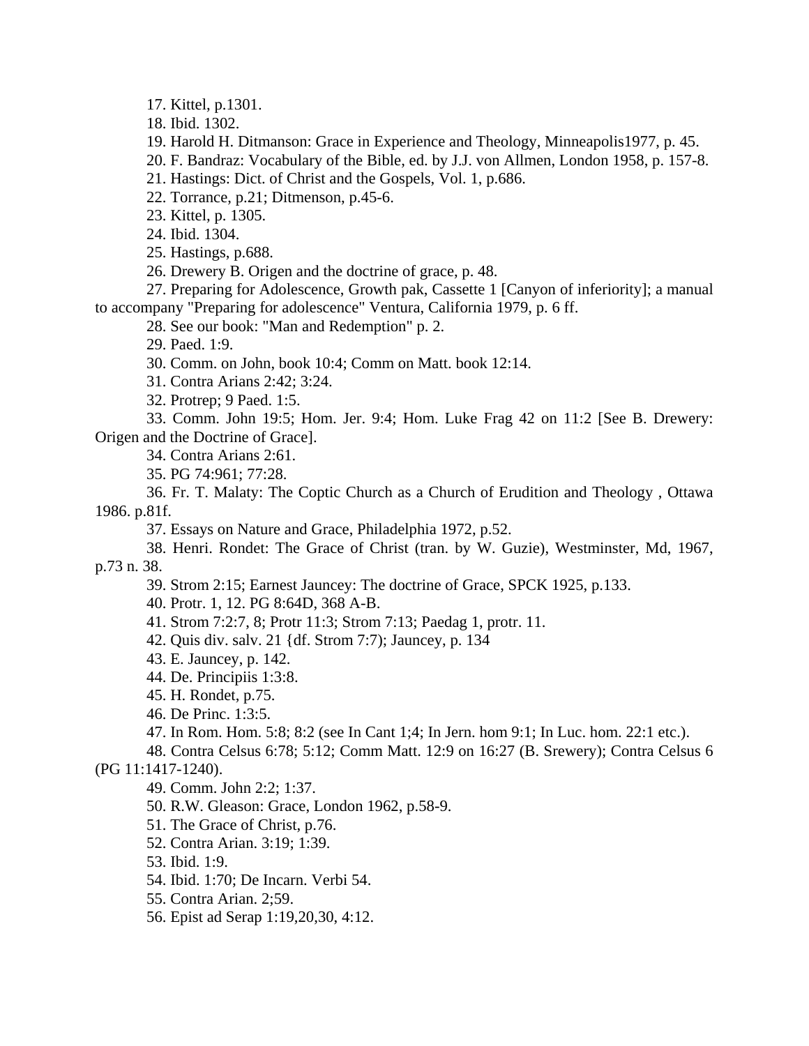17. Kittel, p.1301.

18. Ibid. 1302.

19. Harold H. Ditmanson: Grace in Experience and Theology, Minneapolis1977, p. 45.

20. F. Bandraz: Vocabulary of the Bible, ed. by J.J. von Allmen, London 1958, p. 157-8.

21. Hastings: Dict. of Christ and the Gospels, Vol. 1, p.686.

22. Torrance, p.21; Ditmenson, p.45-6.

23. Kittel, p. 1305.

24. Ibid. 1304.

25. Hastings, p.688.

26. Drewery B. Origen and the doctrine of grace, p. 48.

27. Preparing for Adolescence, Growth pak, Cassette 1 [Canyon of inferiority]; a manual to accompany "Preparing for adolescence" Ventura, California 1979, p. 6 ff.

28. See our book: "Man and Redemption" p. 2.

29. Paed. 1:9.

30. Comm. on John, book 10:4; Comm on Matt. book 12:14.

31. Contra Arians 2:42; 3:24.

32. Protrep; 9 Paed. 1:5.

33. Comm. John 19:5; Hom. Jer. 9:4; Hom. Luke Frag 42 on 11:2 [See B. Drewery: Origen and the Doctrine of Grace].

34. Contra Arians 2:61.

35. PG 74:961; 77:28.

36. Fr. T. Malaty: The Coptic Church as a Church of Erudition and Theology , Ottawa 1986. p.81f.

37. Essays on Nature and Grace, Philadelphia 1972, p.52.

38. Henri. Rondet: The Grace of Christ (tran. by W. Guzie), Westminster, Md, 1967, p.73 n. 38.

39. Strom 2:15; Earnest Jauncey: The doctrine of Grace, SPCK 1925, p.133.

40. Protr. 1, 12. PG 8:64D, 368 A-B.

41. Strom 7:2:7, 8; Protr 11:3; Strom 7:13; Paedag 1, protr. 11.

42. Quis div. salv. 21 {df. Strom 7:7); Jauncey, p. 134

43. E. Jauncey, p. 142.

44. De. Principiis 1:3:8.

45. H. Rondet, p.75.

46. De Princ. 1:3:5.

47. In Rom. Hom. 5:8; 8:2 (see In Cant 1;4; In Jern. hom 9:1; In Luc. hom. 22:1 etc.).

48. Contra Celsus 6:78; 5:12; Comm Matt. 12:9 on 16:27 (B. Srewery); Contra Celsus 6 (PG 11:1417-1240).

49. Comm. John 2:2; 1:37.

50. R.W. Gleason: Grace, London 1962, p.58-9.

51. The Grace of Christ, p.76.

52. Contra Arian. 3:19; 1:39.

53. Ibid. 1:9.

54. Ibid. 1:70; De Incarn. Verbi 54.

55. Contra Arian. 2;59.

56. Epist ad Serap 1:19,20,30, 4:12.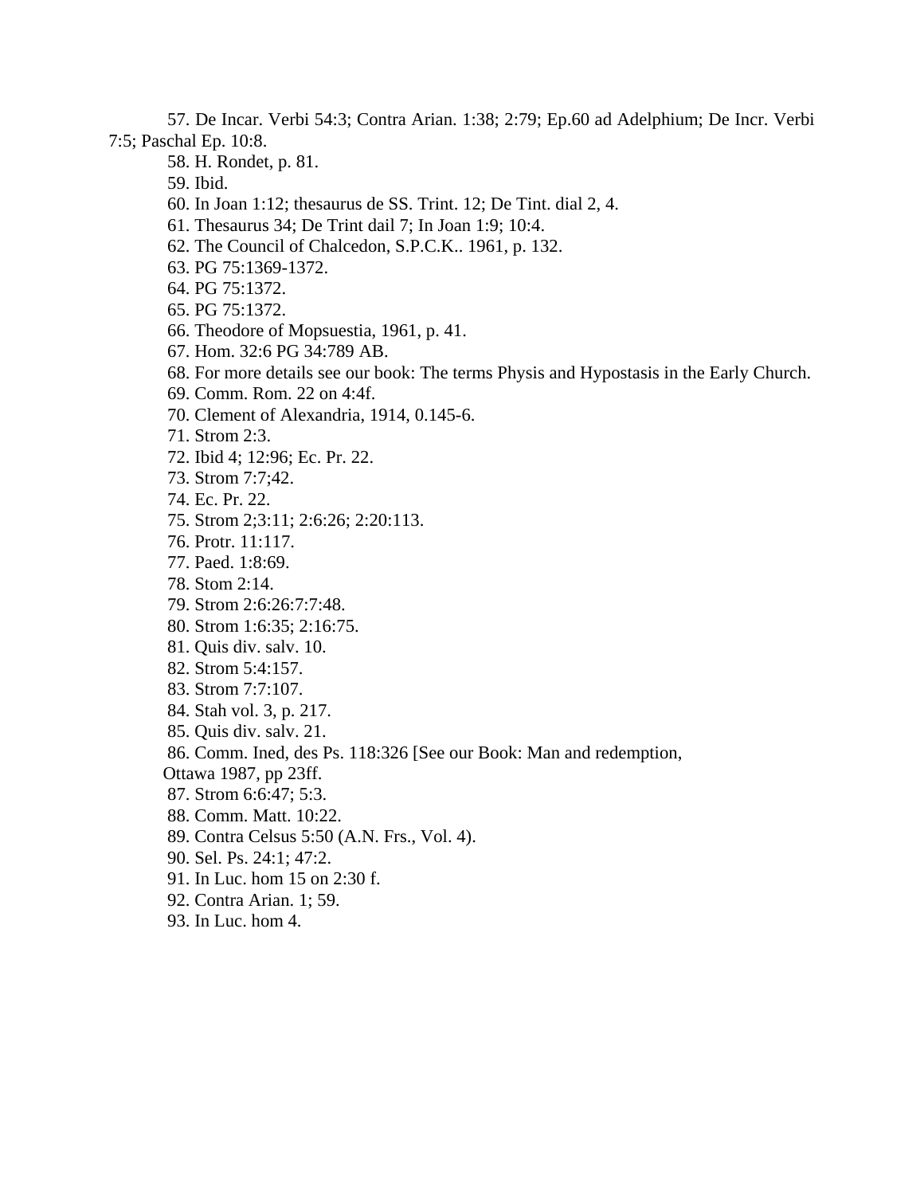57. De Incar. Verbi 54:3; Contra Arian. 1:38; 2:79; Ep.60 ad Adelphium; De Incr. Verbi 7:5; Paschal Ep. 10:8.

58. H. Rondet, p. 81.

59. Ibid.

60. In Joan 1:12; thesaurus de SS. Trint. 12; De Tint. dial 2, 4.

61. Thesaurus 34; De Trint dail 7; In Joan 1:9; 10:4.

62. The Council of Chalcedon, S.P.C.K.. 1961, p. 132.

63. PG 75:1369-1372.

64. PG 75:1372.

65. PG 75:1372.

66. Theodore of Mopsuestia, 1961, p. 41.

67. Hom. 32:6 PG 34:789 AB.

68. For more details see our book: The terms Physis and Hypostasis in the Early Church.

69. Comm. Rom. 22 on 4:4f.

70. Clement of Alexandria, 1914, 0.145-6.

71. Strom 2:3.

72. Ibid 4; 12:96; Ec. Pr. 22.

73. Strom 7:7;42.

74. Ec. Pr. 22.

75. Strom 2;3:11; 2:6:26; 2:20:113.

76. Protr. 11:117.

77. Paed. 1:8:69.

78. Stom 2:14.

79. Strom 2:6:26:7:7:48.

80. Strom 1:6:35; 2:16:75.

81. Quis div. salv. 10.

82. Strom 5:4:157.

83. Strom 7:7:107.

84. Stah vol. 3, p. 217.

85. Quis div. salv. 21.

86. Comm. Ined, des Ps. 118:326 [See our Book: Man and redemption, Ottawa 1987, pp 23ff.

87. Strom 6:6:47; 5:3.

88. Comm. Matt. 10:22.

89. Contra Celsus 5:50 (A.N. Frs., Vol. 4).

90. Sel. Ps. 24:1; 47:2.

91. In Luc. hom 15 on 2:30 f.

92. Contra Arian. 1; 59.

93. In Luc. hom 4.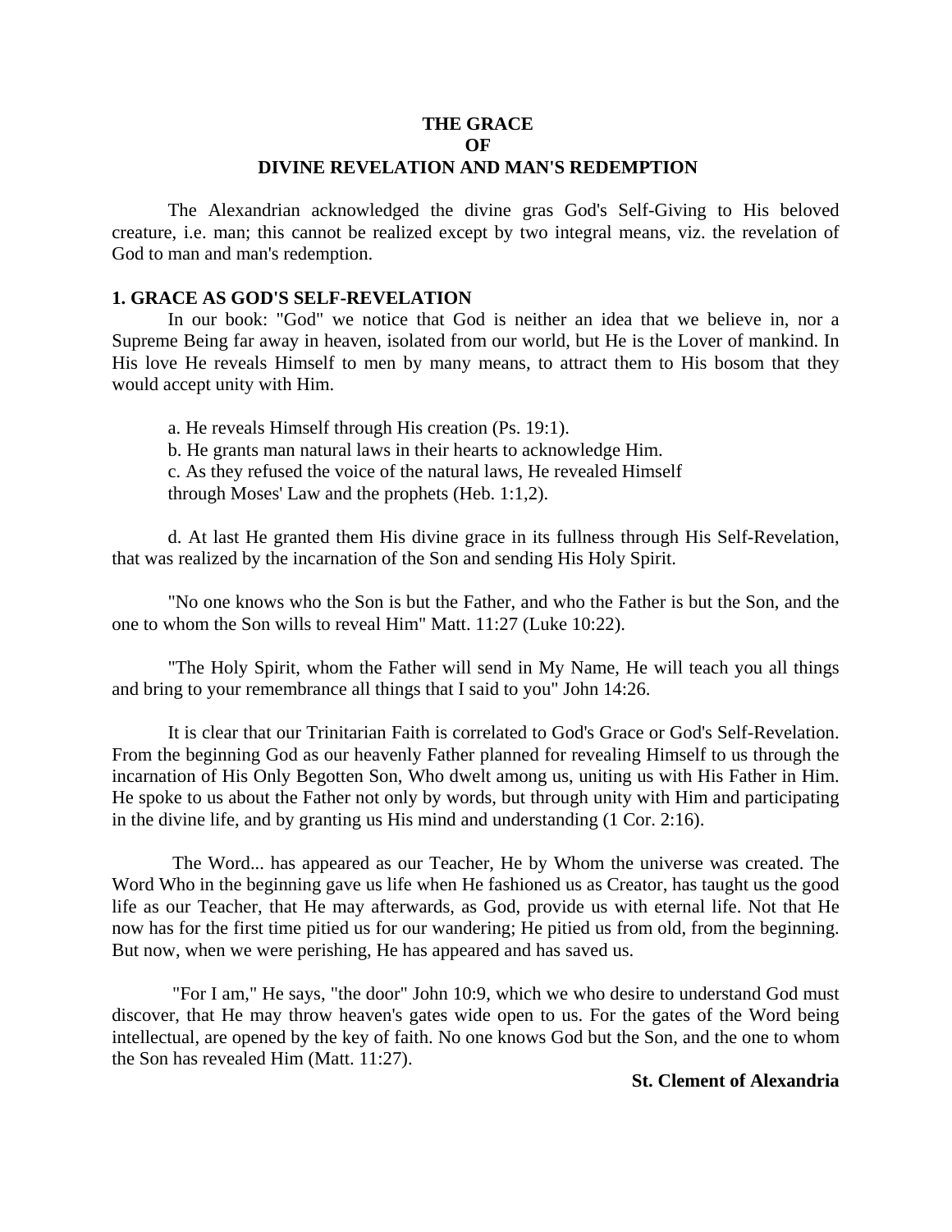# THE GRACE
# OF
# DIVINE REVELATION AND MAN'S REDEMPTION

The Alexandrian acknowledged the divine gras God's Self-Giving to His beloved creature, i.e. man; this cannot be realized except by two integral means, viz. the revelation of God to man and man's redemption.

## 1. GRACE AS GOD'S SELF-REVELATION

In our book: "God" we notice that God is neither an idea that we believe in, nor a Supreme Being far away in heaven, isolated from our world, but He is the Lover of mankind. In His love He reveals Himself to men by many means, to attract them to His bosom that they would accept unity with Him.

a. He reveals Himself through His creation (Ps. 19:1).
b. He grants man natural laws in their hearts to acknowledge Him.
c. As they refused the voice of the natural laws, He revealed Himself through Moses' Law and the prophets (Heb. 1:1,2).

d. At last He granted them His divine grace in its fullness through His Self-Revelation, that was realized by the incarnation of the Son and sending His Holy Spirit.

"No one knows who the Son is but the Father, and who the Father is but the Son, and the one to whom the Son wills to reveal Him" Matt. 11:27 (Luke 10:22).

"The Holy Spirit, whom the Father will send in My Name, He will teach you all things and bring to your remembrance all things that I said to you" John 14:26.

It is clear that our Trinitarian Faith is correlated to God's Grace or God's Self-Revelation. From the beginning God as our heavenly Father planned for revealing Himself to us through the incarnation of His Only Begotten Son, Who dwelt among us, uniting us with His Father in Him. He spoke to us about the Father not only by words, but through unity with Him and participating in the divine life, and by granting us His mind and understanding (1 Cor. 2:16).

The Word... has appeared as our Teacher, He by Whom the universe was created. The Word Who in the beginning gave us life when He fashioned us as Creator, has taught us the good life as our Teacher, that He may afterwards, as God, provide us with eternal life. Not that He now has for the first time pitied us for our wandering; He pitied us from old, from the beginning. But now, when we were perishing, He has appeared and has saved us.

"For I am," He says, "the door" John 10:9, which we who desire to understand God must discover, that He may throw heaven's gates wide open to us. For the gates of the Word being intellectual, are opened by the key of faith. No one knows God but the Son, and the one to whom the Son has revealed Him (Matt. 11:27).

**St. Clement of Alexandria**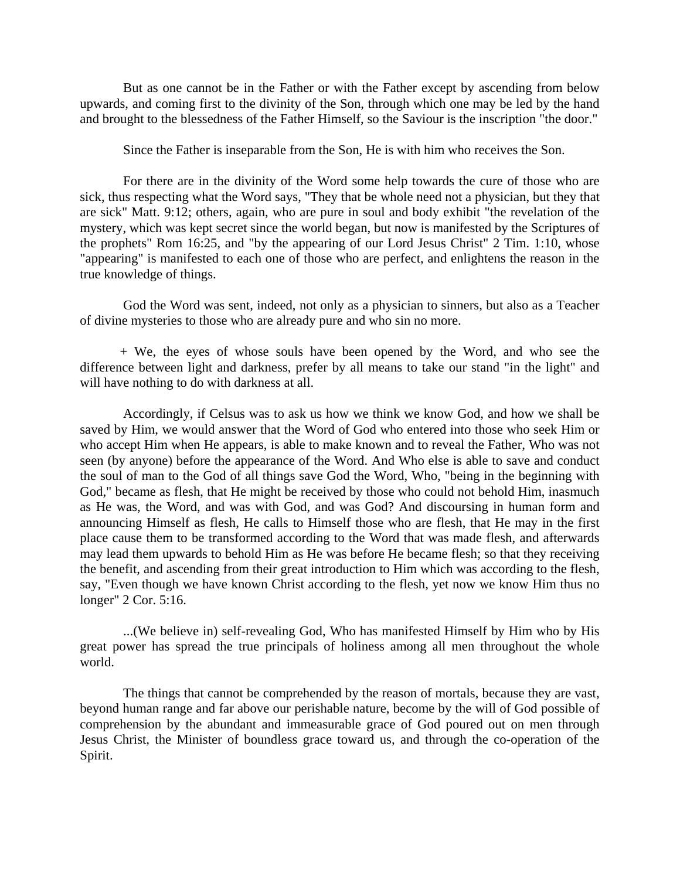But as one cannot be in the Father or with the Father except by ascending from below upwards, and coming first to the divinity of the Son, through which one may be led by the hand and brought to the blessedness of the Father Himself, so the Saviour is the inscription "the door."

Since the Father is inseparable from the Son, He is with him who receives the Son.

For there are in the divinity of the Word some help towards the cure of those who are sick, thus respecting what the Word says, "They that be whole need not a physician, but they that are sick" Matt. 9:12; others, again, who are pure in soul and body exhibit "the revelation of the mystery, which was kept secret since the world began, but now is manifested by the Scriptures of the prophets" Rom 16:25, and "by the appearing of our Lord Jesus Christ" 2 Tim. 1:10, whose "appearing" is manifested to each one of those who are perfect, and enlightens the reason in the true knowledge of things.

God the Word was sent, indeed, not only as a physician to sinners, but also as a Teacher of divine mysteries to those who are already pure and who sin no more.

+ We, the eyes of whose souls have been opened by the Word, and who see the difference between light and darkness, prefer by all means to take our stand "in the light" and will have nothing to do with darkness at all.

Accordingly, if Celsus was to ask us how we think we know God, and how we shall be saved by Him, we would answer that the Word of God who entered into those who seek Him or who accept Him when He appears, is able to make known and to reveal the Father, Who was not seen (by anyone) before the appearance of the Word. And Who else is able to save and conduct the soul of man to the God of all things save God the Word, Who, "being in the beginning with God," became as flesh, that He might be received by those who could not behold Him, inasmuch as He was, the Word, and was with God, and was God? And discoursing in human form and announcing Himself as flesh, He calls to Himself those who are flesh, that He may in the first place cause them to be transformed according to the Word that was made flesh, and afterwards may lead them upwards to behold Him as He was before He became flesh; so that they receiving the benefit, and ascending from their great introduction to Him which was according to the flesh, say, "Even though we have known Christ according to the flesh, yet now we know Him thus no longer" 2 Cor. 5:16.

...(We believe in) self-revealing God, Who has manifested Himself by Him who by His great power has spread the true principals of holiness among all men throughout the whole world.

The things that cannot be comprehended by the reason of mortals, because they are vast, beyond human range and far above our perishable nature, become by the will of God possible of comprehension by the abundant and immeasurable grace of God poured out on men through Jesus Christ, the Minister of boundless grace toward us, and through the co-operation of the Spirit.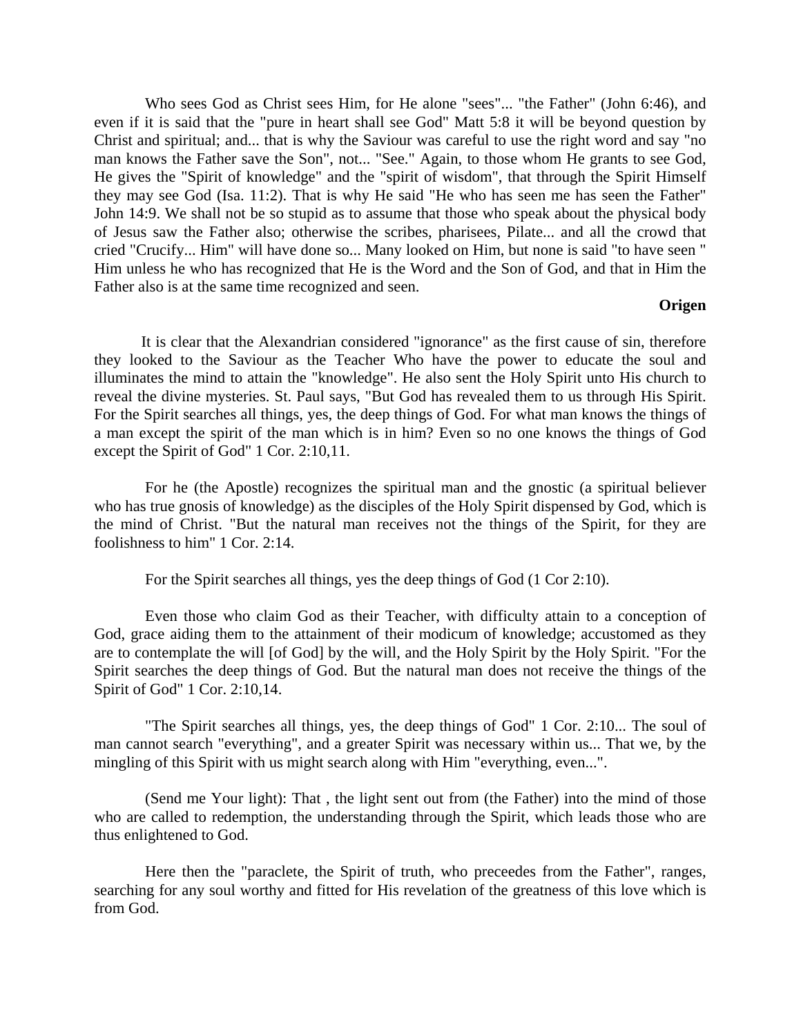Who sees God as Christ sees Him, for He alone "sees"... "the Father" (John 6:46), and even if it is said that the "pure in heart shall see God" Matt 5:8 it will be beyond question by Christ and spiritual; and... that is why the Saviour was careful to use the right word and say "no man knows the Father save the Son", not... "See." Again, to those whom He grants to see God, He gives the "Spirit of knowledge" and the "spirit of wisdom", that through the Spirit Himself they may see God (Isa. 11:2). That is why He said "He who has seen me has seen the Father" John 14:9. We shall not be so stupid as to assume that those who speak about the physical body of Jesus saw the Father also; otherwise the scribes, pharisees, Pilate... and all the crowd that cried "Crucify... Him" will have done so... Many looked on Him, but none is said "to have seen " Him unless he who has recognized that He is the Word and the Son of God, and that in Him the Father also is at the same time recognized and seen.

**Origen**

It is clear that the Alexandrian considered "ignorance" as the first cause of sin, therefore they looked to the Saviour as the Teacher Who have the power to educate the soul and illuminates the mind to attain the "knowledge". He also sent the Holy Spirit unto His church to reveal the divine mysteries. St. Paul says, "But God has revealed them to us through His Spirit. For the Spirit searches all things, yes, the deep things of God. For what man knows the things of a man except the spirit of the man which is in him? Even so no one knows the things of God except the Spirit of God" 1 Cor. 2:10,11.

For he (the Apostle) recognizes the spiritual man and the gnostic (a spiritual believer who has true gnosis of knowledge) as the disciples of the Holy Spirit dispensed by God, which is the mind of Christ. "But the natural man receives not the things of the Spirit, for they are foolishness to him" 1 Cor. 2:14.

For the Spirit searches all things, yes the deep things of God (1 Cor 2:10).

Even those who claim God as their Teacher, with difficulty attain to a conception of God, grace aiding them to the attainment of their modicum of knowledge; accustomed as they are to contemplate the will [of God] by the will, and the Holy Spirit by the Holy Spirit. "For the Spirit searches the deep things of God. But the natural man does not receive the things of the Spirit of God" 1 Cor. 2:10,14.

"The Spirit searches all things, yes, the deep things of God" 1 Cor. 2:10... The soul of man cannot search "everything", and a greater Spirit was necessary within us... That we, by the mingling of this Spirit with us might search along with Him "everything, even...".

(Send me Your light): That , the light sent out from (the Father) into the mind of those who are called to redemption, the understanding through the Spirit, which leads those who are thus enlightened to God.

Here then the "paraclete, the Spirit of truth, who preceedes from the Father", ranges, searching for any soul worthy and fitted for His revelation of the greatness of this love which is from God.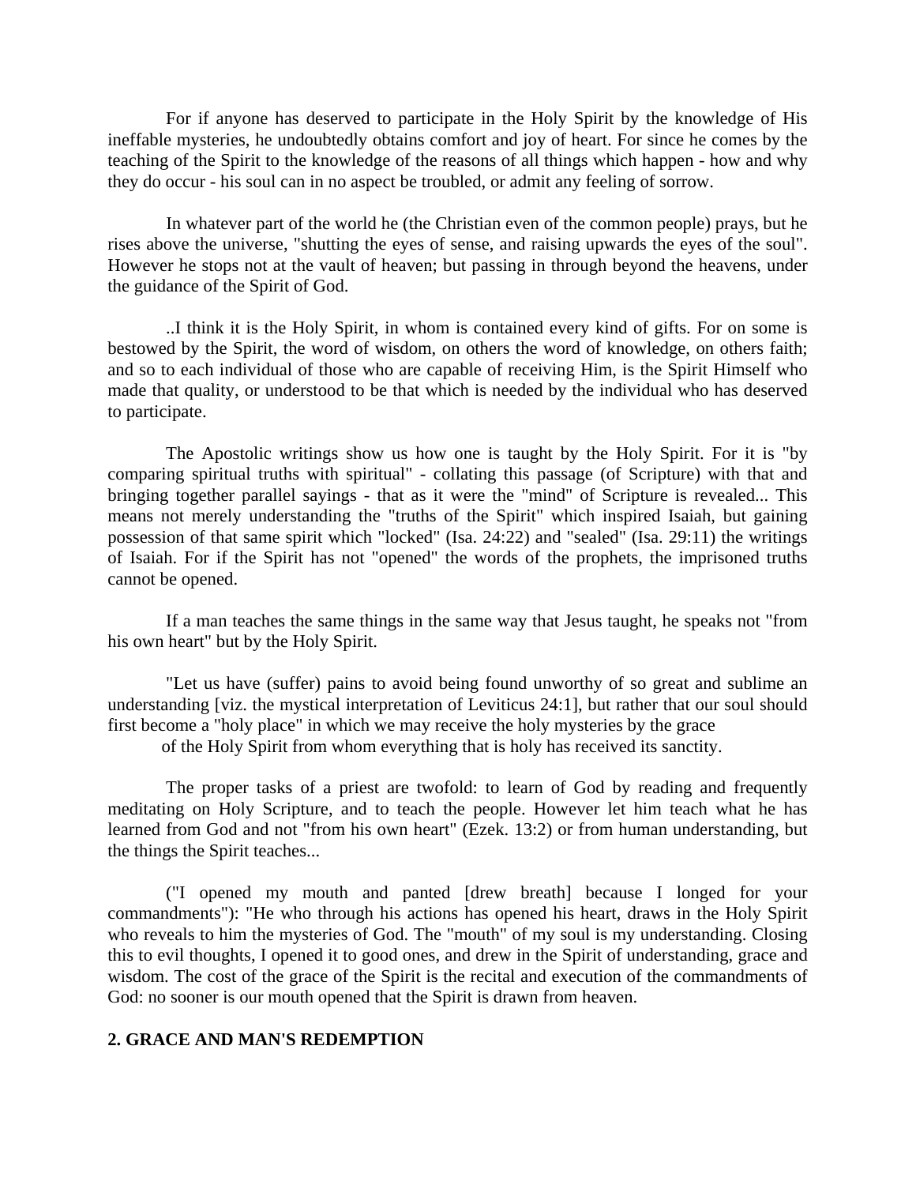For if anyone has deserved to participate in the Holy Spirit by the knowledge of His ineffable mysteries, he undoubtedly obtains comfort and joy of heart. For since he comes by the teaching of the Spirit to the knowledge of the reasons of all things which happen - how and why they do occur - his soul can in no aspect be troubled, or admit any feeling of sorrow.

In whatever part of the world he (the Christian even of the common people) prays, but he rises above the universe, "shutting the eyes of sense, and raising upwards the eyes of the soul". However he stops not at the vault of heaven; but passing in through beyond the heavens, under the guidance of the Spirit of God.

..I think it is the Holy Spirit, in whom is contained every kind of gifts. For on some is bestowed by the Spirit, the word of wisdom, on others the word of knowledge, on others faith; and so to each individual of those who are capable of receiving Him, is the Spirit Himself who made that quality, or understood to be that which is needed by the individual who has deserved to participate.

The Apostolic writings show us how one is taught by the Holy Spirit. For it is "by comparing spiritual truths with spiritual" - collating this passage (of Scripture) with that and bringing together parallel sayings - that as it were the "mind" of Scripture is revealed... This means not merely understanding the "truths of the Spirit" which inspired Isaiah, but gaining possession of that same spirit which "locked" (Isa. 24:22) and "sealed" (Isa. 29:11) the writings of Isaiah. For if the Spirit has not "opened" the words of the prophets, the imprisoned truths cannot be opened.

If a man teaches the same things in the same way that Jesus taught, he speaks not "from his own heart" but by the Holy Spirit.

"Let us have (suffer) pains to avoid being found unworthy of so great and sublime an understanding [viz. the mystical interpretation of Leviticus 24:1], but rather that our soul should first become a "holy place" in which we may receive the holy mysteries by the grace of the Holy Spirit from whom everything that is holy has received its sanctity.

The proper tasks of a priest are twofold: to learn of God by reading and frequently meditating on Holy Scripture, and to teach the people. However let him teach what he has learned from God and not "from his own heart" (Ezek. 13:2) or from human understanding, but the things the Spirit teaches...

("I opened my mouth and panted [drew breath] because I longed for your commandments"): "He who through his actions has opened his heart, draws in the Holy Spirit who reveals to him the mysteries of God. The "mouth" of my soul is my understanding. Closing this to evil thoughts, I opened it to good ones, and drew in the Spirit of understanding, grace and wisdom. The cost of the grace of the Spirit is the recital and execution of the commandments of God: no sooner is our mouth opened that the Spirit is drawn from heaven.

## 2. GRACE AND MAN'S REDEMPTION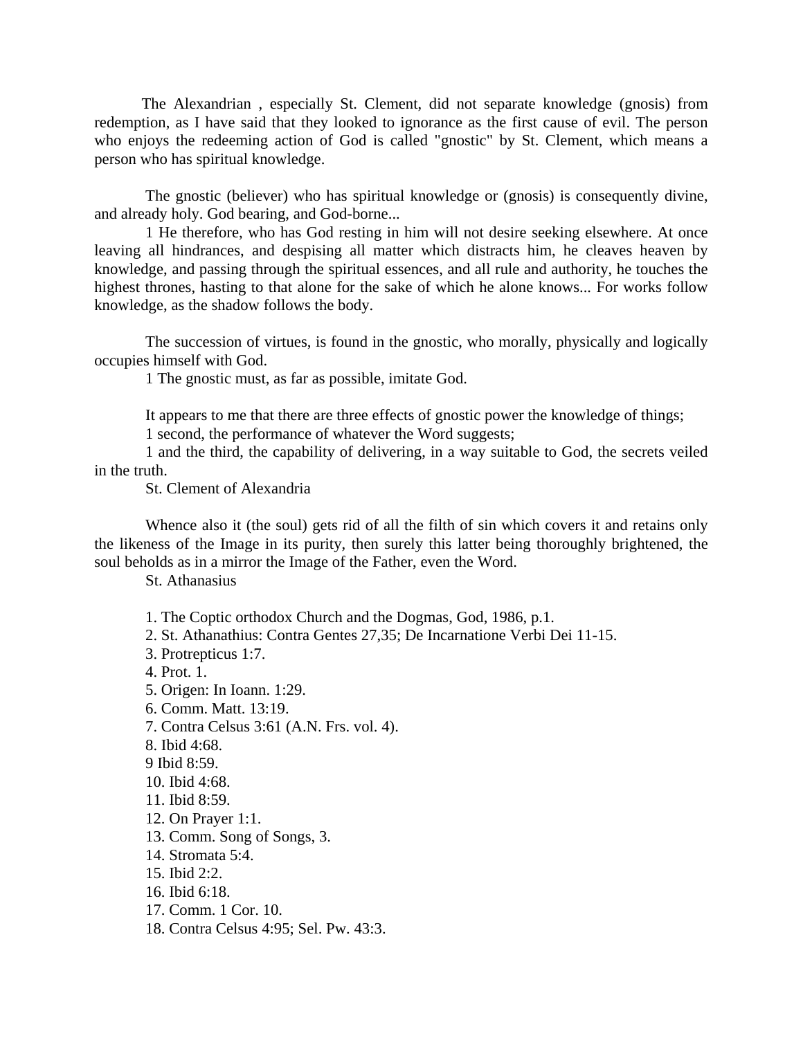The Alexandrian , especially St. Clement, did not separate knowledge (gnosis) from redemption, as I have said that they looked to ignorance as the first cause of evil. The person who enjoys the redeeming action of God is called "gnostic" by St. Clement, which means a person who has spiritual knowledge.

The gnostic (believer) who has spiritual knowledge or (gnosis) is consequently divine, and already holy. God bearing, and God-borne...

1 He therefore, who has God resting in him will not desire seeking elsewhere. At once leaving all hindrances, and despising all matter which distracts him, he cleaves heaven by knowledge, and passing through the spiritual essences, and all rule and authority, he touches the highest thrones, hasting to that alone for the sake of which he alone knows... For works follow knowledge, as the shadow follows the body.

The succession of virtues, is found in the gnostic, who morally, physically and logically occupies himself with God.

1 The gnostic must, as far as possible, imitate God.

It appears to me that there are three effects of gnostic power the knowledge of things;

1 second, the performance of whatever the Word suggests;

1 and the third, the capability of delivering, in a way suitable to God, the secrets veiled in the truth.

St. Clement of Alexandria

Whence also it (the soul) gets rid of all the filth of sin which covers it and retains only the likeness of the Image in its purity, then surely this latter being thoroughly brightened, the soul beholds as in a mirror the Image of the Father, even the Word.

St. Athanasius

1. The Coptic orthodox Church and the Dogmas, God, 1986, p.1.
2. St. Athanathius: Contra Gentes 27,35; De Incarnatione Verbi Dei 11-15.
3. Protrepticus 1:7.
4. Prot. 1.
5. Origen: In Ioann. 1:29.
6. Comm. Matt. 13:19.
7. Contra Celsus 3:61 (A.N. Frs. vol. 4).
8. Ibid 4:68.
9 Ibid 8:59.
10. Ibid 4:68.
11. Ibid 8:59.
12. On Prayer 1:1.
13. Comm. Song of Songs, 3.
14. Stromata 5:4.
15. Ibid 2:2.
16. Ibid 6:18.
17. Comm. 1 Cor. 10.
18. Contra Celsus 4:95; Sel. Pw. 43:3.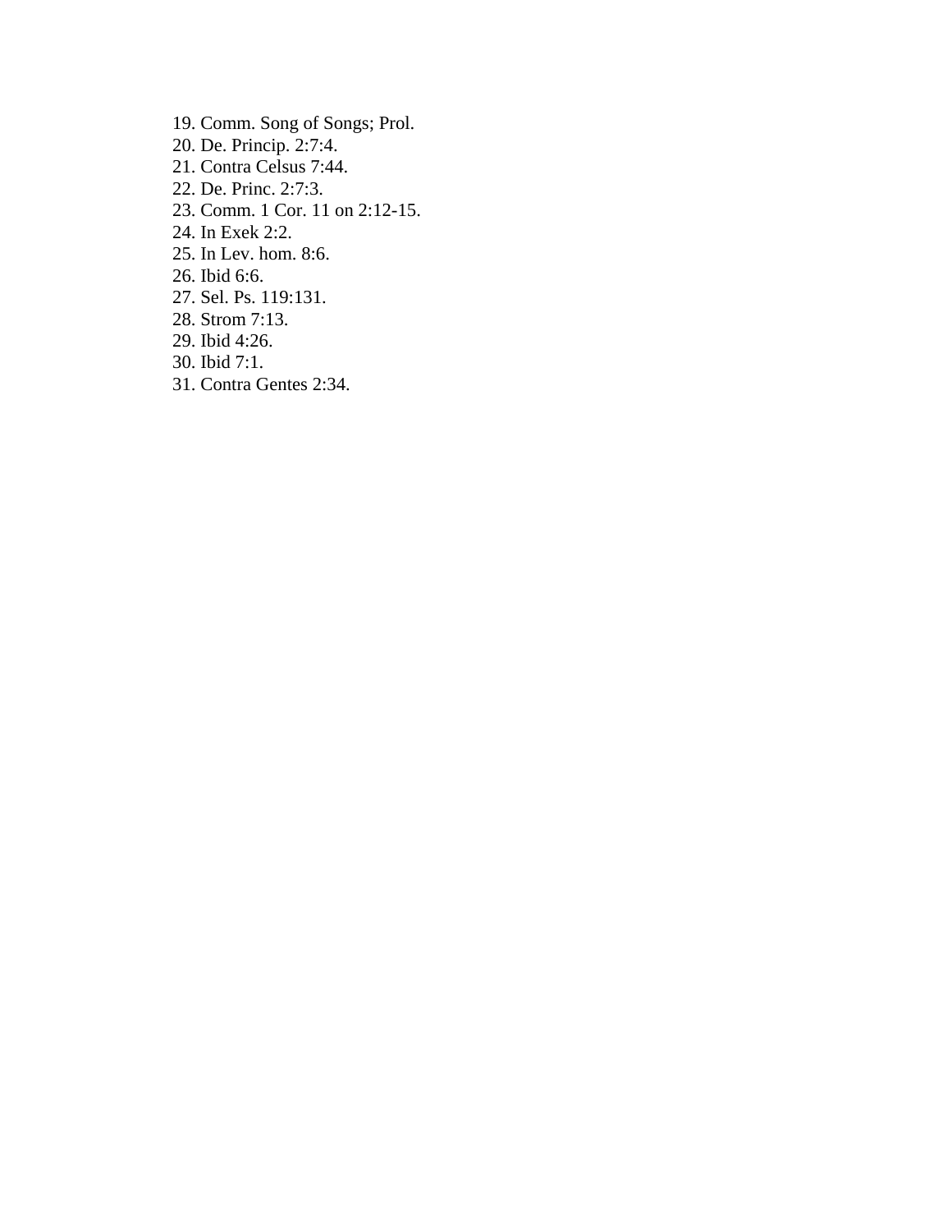19. Comm. Song of Songs; Prol.
20. De. Princip. 2:7:4.
21. Contra Celsus 7:44.
22. De. Princ. 2:7:3.
23. Comm. 1 Cor. 11 on 2:12-15.
24. In Exek 2:2.
25. In Lev. hom. 8:6.
26. Ibid 6:6.
27. Sel. Ps. 119:131.
28. Strom 7:13.
29. Ibid 4:26.
30. Ibid 7:1.
31. Contra Gentes 2:34.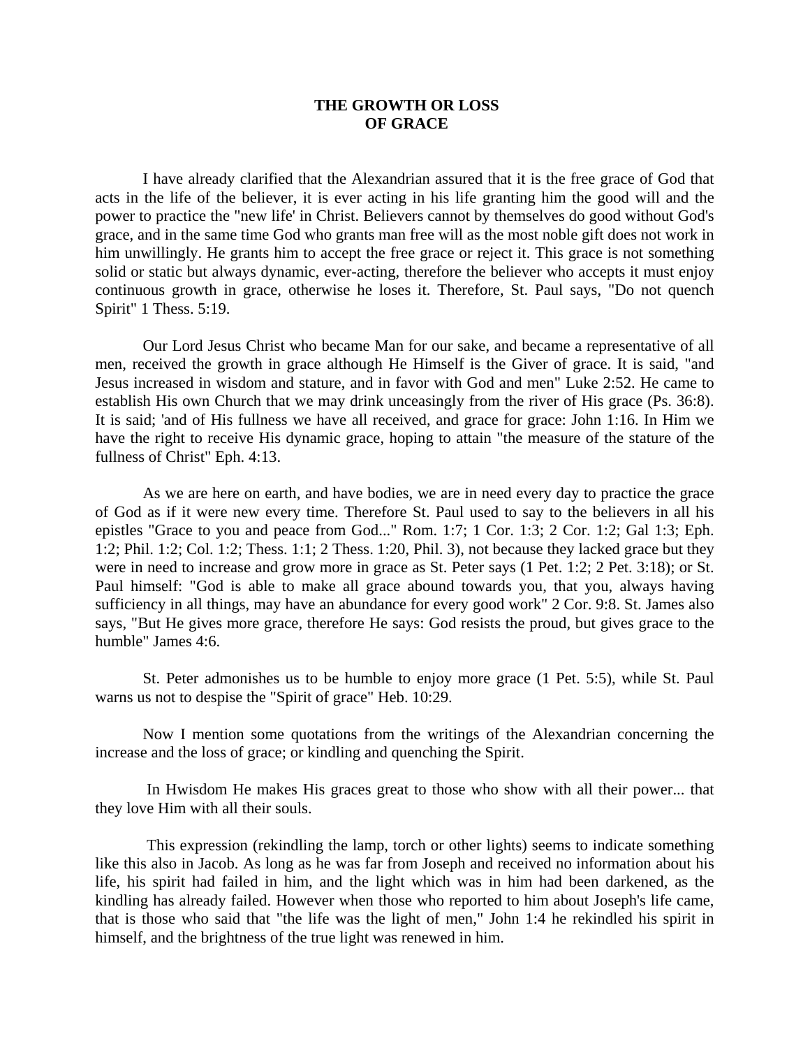**THE GROWTH OR LOSS OF GRACE**

I have already clarified that the Alexandrian assured that it is the free grace of God that acts in the life of the believer, it is ever acting in his life granting him the good will and the power to practice the "new life' in Christ. Believers cannot by themselves do good without God's grace, and in the same time God who grants man free will as the most noble gift does not work in him unwillingly. He grants him to accept the free grace or reject it. This grace is not something solid or static but always dynamic, ever-acting, therefore the believer who accepts it must enjoy continuous growth in grace, otherwise he loses it. Therefore, St. Paul says, "Do not quench Spirit" 1 Thess. 5:19.

Our Lord Jesus Christ who became Man for our sake, and became a representative of all men, received the growth in grace although He Himself is the Giver of grace. It is said, "and Jesus increased in wisdom and stature, and in favor with God and men" Luke 2:52. He came to establish His own Church that we may drink unceasingly from the river of His grace (Ps. 36:8). It is said; 'and of His fullness we have all received, and grace for grace: John 1:16. In Him we have the right to receive His dynamic grace, hoping to attain "the measure of the stature of the fullness of Christ" Eph. 4:13.

As we are here on earth, and have bodies, we are in need every day to practice the grace of God as if it were new every time. Therefore St. Paul used to say to the believers in all his epistles "Grace to you and peace from God..." Rom. 1:7; 1 Cor. 1:3; 2 Cor. 1:2; Gal 1:3; Eph. 1:2; Phil. 1:2; Col. 1:2; Thess. 1:1; 2 Thess. 1:20, Phil. 3), not because they lacked grace but they were in need to increase and grow more in grace as St. Peter says (1 Pet. 1:2; 2 Pet. 3:18); or St. Paul himself: "God is able to make all grace abound towards you, that you, always having sufficiency in all things, may have an abundance for every good work" 2 Cor. 9:8. St. James also says, "But He gives more grace, therefore He says: God resists the proud, but gives grace to the humble" James 4:6.

St. Peter admonishes us to be humble to enjoy more grace (1 Pet. 5:5), while St. Paul warns us not to despise the "Spirit of grace" Heb. 10:29.

Now I mention some quotations from the writings of the Alexandrian concerning the increase and the loss of grace; or kindling and quenching the Spirit.

In Hwisdom He makes His graces great to those who show with all their power... that they love Him with all their souls.

This expression (rekindling the lamp, torch or other lights) seems to indicate something like this also in Jacob. As long as he was far from Joseph and received no information about his life, his spirit had failed in him, and the light which was in him had been darkened, as the kindling has already failed. However when those who reported to him about Joseph's life came, that is those who said that "the life was the light of men," John 1:4 he rekindled his spirit in himself, and the brightness of the true light was renewed in him.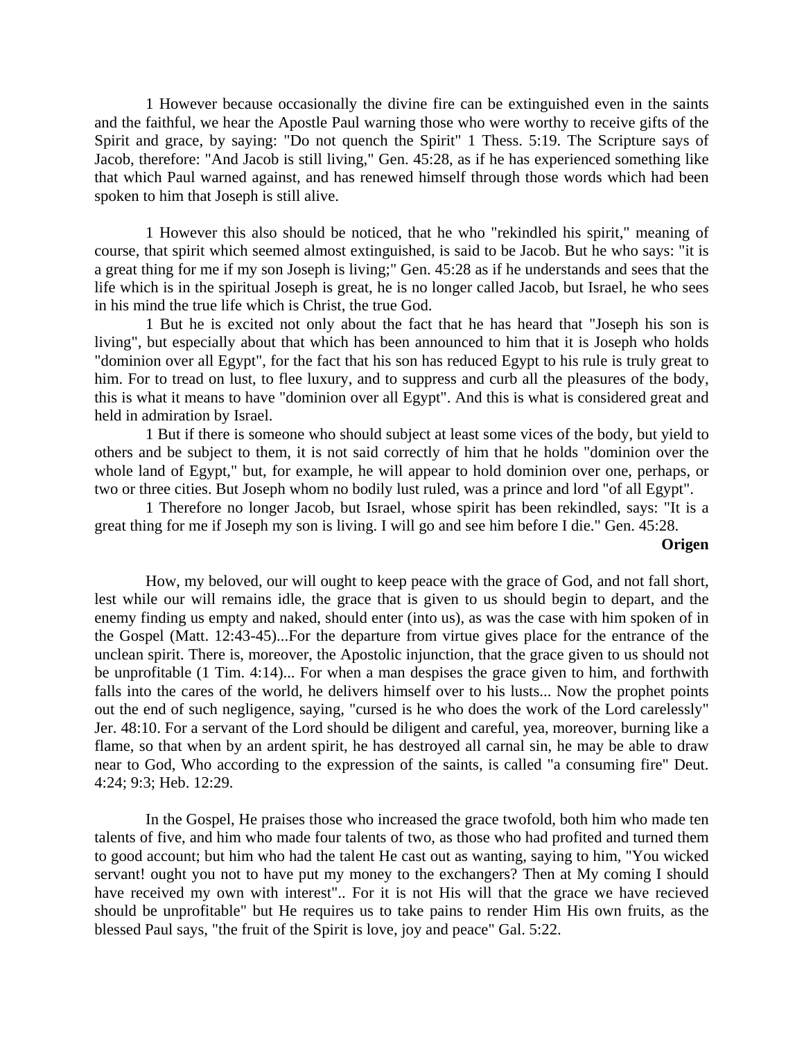1 However because occasionally the divine fire can be extinguished even in the saints and the faithful, we hear the Apostle Paul warning those who were worthy to receive gifts of the Spirit and grace, by saying: "Do not quench the Spirit" 1 Thess. 5:19. The Scripture says of Jacob, therefore: "And Jacob is still living," Gen. 45:28, as if he has experienced something like that which Paul warned against, and has renewed himself through those words which had been spoken to him that Joseph is still alive.

1 However this also should be noticed, that he who "rekindled his spirit," meaning of course, that spirit which seemed almost extinguished, is said to be Jacob. But he who says: "it is a great thing for me if my son Joseph is living;" Gen. 45:28 as if he understands and sees that the life which is in the spiritual Joseph is great, he is no longer called Jacob, but Israel, he who sees in his mind the true life which is Christ, the true God.

1 But he is excited not only about the fact that he has heard that "Joseph his son is living", but especially about that which has been announced to him that it is Joseph who holds "dominion over all Egypt", for the fact that his son has reduced Egypt to his rule is truly great to him. For to tread on lust, to flee luxury, and to suppress and curb all the pleasures of the body, this is what it means to have "dominion over all Egypt". And this is what is considered great and held in admiration by Israel.

1 But if there is someone who should subject at least some vices of the body, but yield to others and be subject to them, it is not said correctly of him that he holds "dominion over the whole land of Egypt," but, for example, he will appear to hold dominion over one, perhaps, or two or three cities. But Joseph whom no bodily lust ruled, was a prince and lord "of all Egypt".

1 Therefore no longer Jacob, but Israel, whose spirit has been rekindled, says: "It is a great thing for me if Joseph my son is living. I will go and see him before I die." Gen. 45:28.

**Origen**

How, my beloved, our will ought to keep peace with the grace of God, and not fall short, lest while our will remains idle, the grace that is given to us should begin to depart, and the enemy finding us empty and naked, should enter (into us), as was the case with him spoken of in the Gospel (Matt. 12:43-45)...For the departure from virtue gives place for the entrance of the unclean spirit. There is, moreover, the Apostolic injunction, that the grace given to us should not be unprofitable (1 Tim. 4:14)... For when a man despises the grace given to him, and forthwith falls into the cares of the world, he delivers himself over to his lusts... Now the prophet points out the end of such negligence, saying, "cursed is he who does the work of the Lord carelessly" Jer. 48:10. For a servant of the Lord should be diligent and careful, yea, moreover, burning like a flame, so that when by an ardent spirit, he has destroyed all carnal sin, he may be able to draw near to God, Who according to the expression of the saints, is called "a consuming fire" Deut. 4:24; 9:3; Heb. 12:29.

In the Gospel, He praises those who increased the grace twofold, both him who made ten talents of five, and him who made four talents of two, as those who had profited and turned them to good account; but him who had the talent He cast out as wanting, saying to him, "You wicked servant! ought you not to have put my money to the exchangers? Then at My coming I should have received my own with interest".. For it is not His will that the grace we have recieved should be unprofitable" but He requires us to take pains to render Him His own fruits, as the blessed Paul says, "the fruit of the Spirit is love, joy and peace" Gal. 5:22.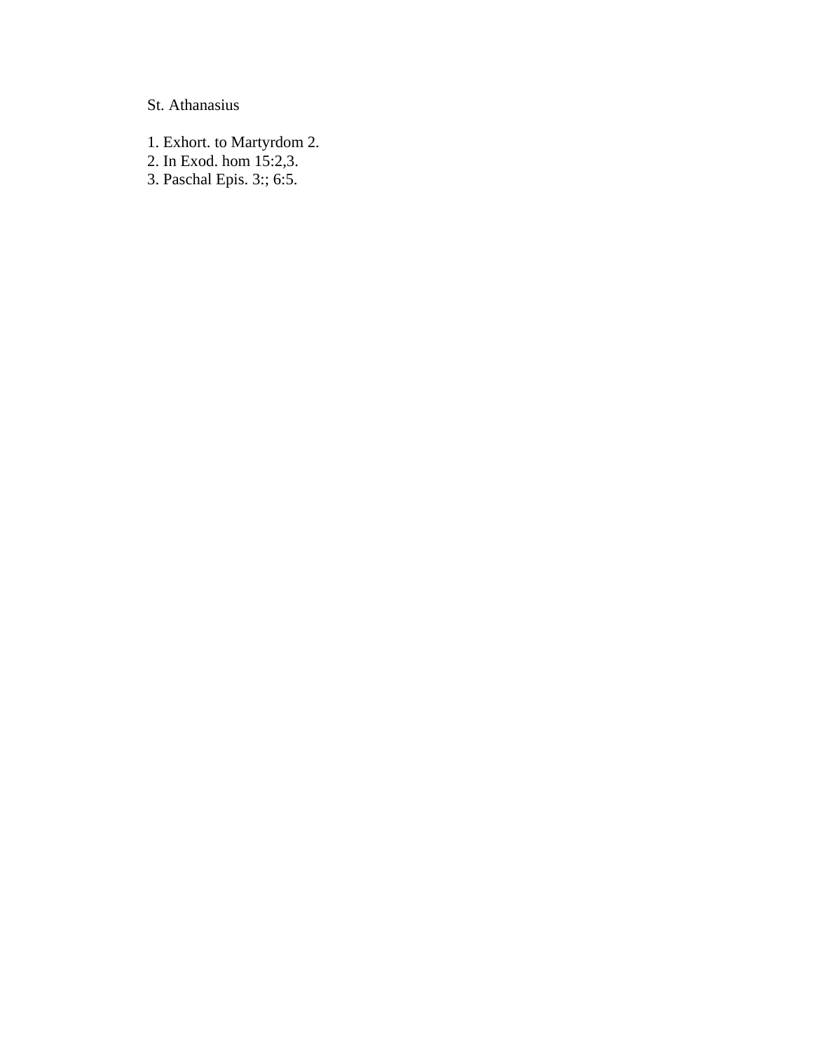St. Athanasius

1. Exhort. to Martyrdom 2.
2. In Exod. hom 15:2,3.
3. Paschal Epis. 3:; 6:5.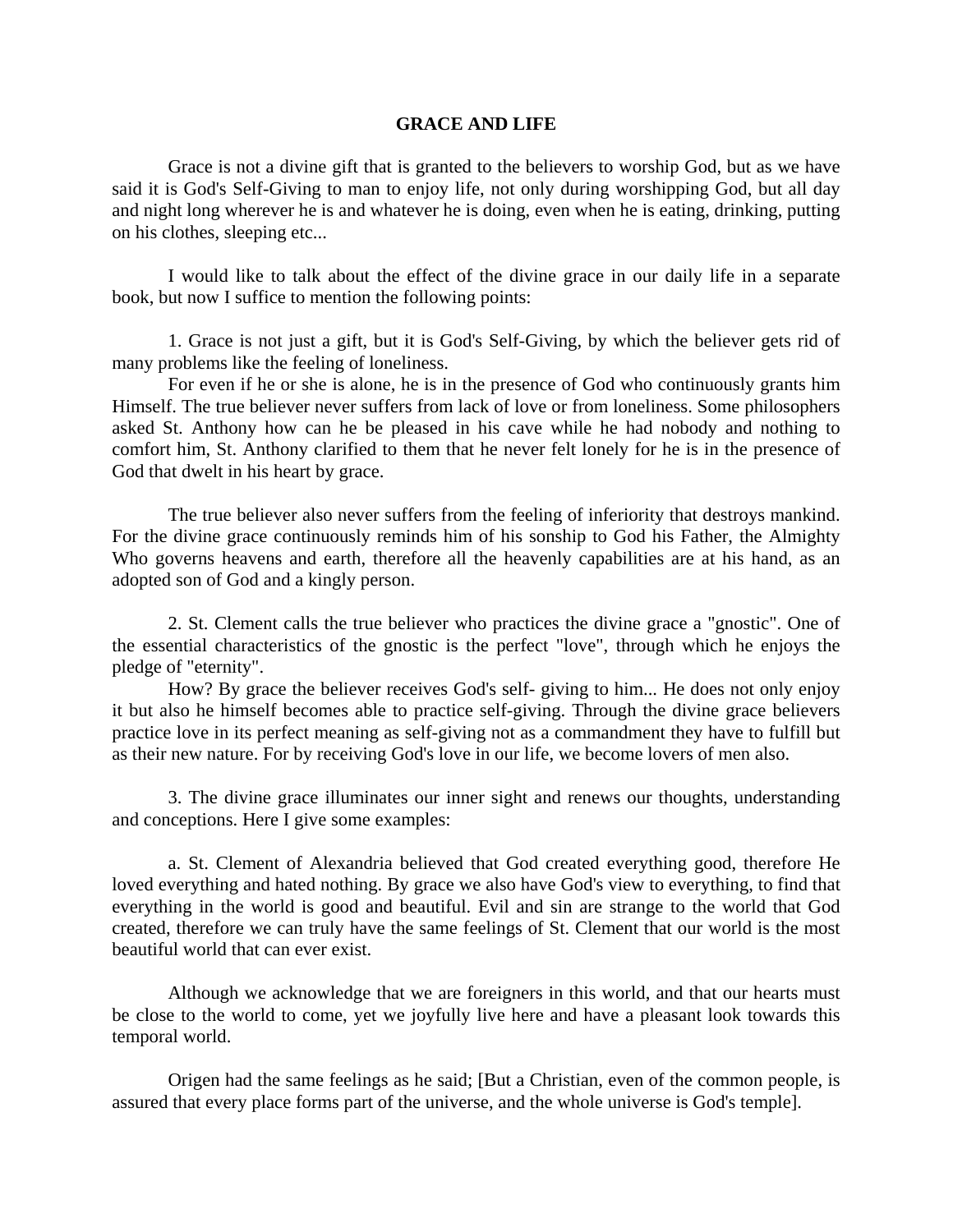# GRACE AND LIFE

Grace is not a divine gift that is granted to the believers to worship God, but as we have said it is God's Self-Giving to man to enjoy life, not only during worshipping God, but all day and night long wherever he is and whatever he is doing, even when he is eating, drinking, putting on his clothes, sleeping etc...

I would like to talk about the effect of the divine grace in our daily life in a separate book, but now I suffice to mention the following points:

1. Grace is not just a gift, but it is God's Self-Giving, by which the believer gets rid of many problems like the feeling of loneliness.

For even if he or she is alone, he is in the presence of God who continuously grants him Himself. The true believer never suffers from lack of love or from loneliness. Some philosophers asked St. Anthony how can he be pleased in his cave while he had nobody and nothing to comfort him, St. Anthony clarified to them that he never felt lonely for he is in the presence of God that dwelt in his heart by grace.

The true believer also never suffers from the feeling of inferiority that destroys mankind. For the divine grace continuously reminds him of his sonship to God his Father, the Almighty Who governs heavens and earth, therefore all the heavenly capabilities are at his hand, as an adopted son of God and a kingly person.

2. St. Clement calls the true believer who practices the divine grace a "gnostic". One of the essential characteristics of the gnostic is the perfect "love", through which he enjoys the pledge of "eternity".

How? By grace the believer receives God's self- giving to him... He does not only enjoy it but also he himself becomes able to practice self-giving. Through the divine grace believers practice love in its perfect meaning as self-giving not as a commandment they have to fulfill but as their new nature. For by receiving God's love in our life, we become lovers of men also.

3. The divine grace illuminates our inner sight and renews our thoughts, understanding and conceptions. Here I give some examples:

a. St. Clement of Alexandria believed that God created everything good, therefore He loved everything and hated nothing. By grace we also have God's view to everything, to find that everything in the world is good and beautiful. Evil and sin are strange to the world that God created, therefore we can truly have the same feelings of St. Clement that our world is the most beautiful world that can ever exist.

Although we acknowledge that we are foreigners in this world, and that our hearts must be close to the world to come, yet we joyfully live here and have a pleasant look towards this temporal world.

Origen had the same feelings as he said; [But a Christian, even of the common people, is assured that every place forms part of the universe, and the whole universe is God's temple].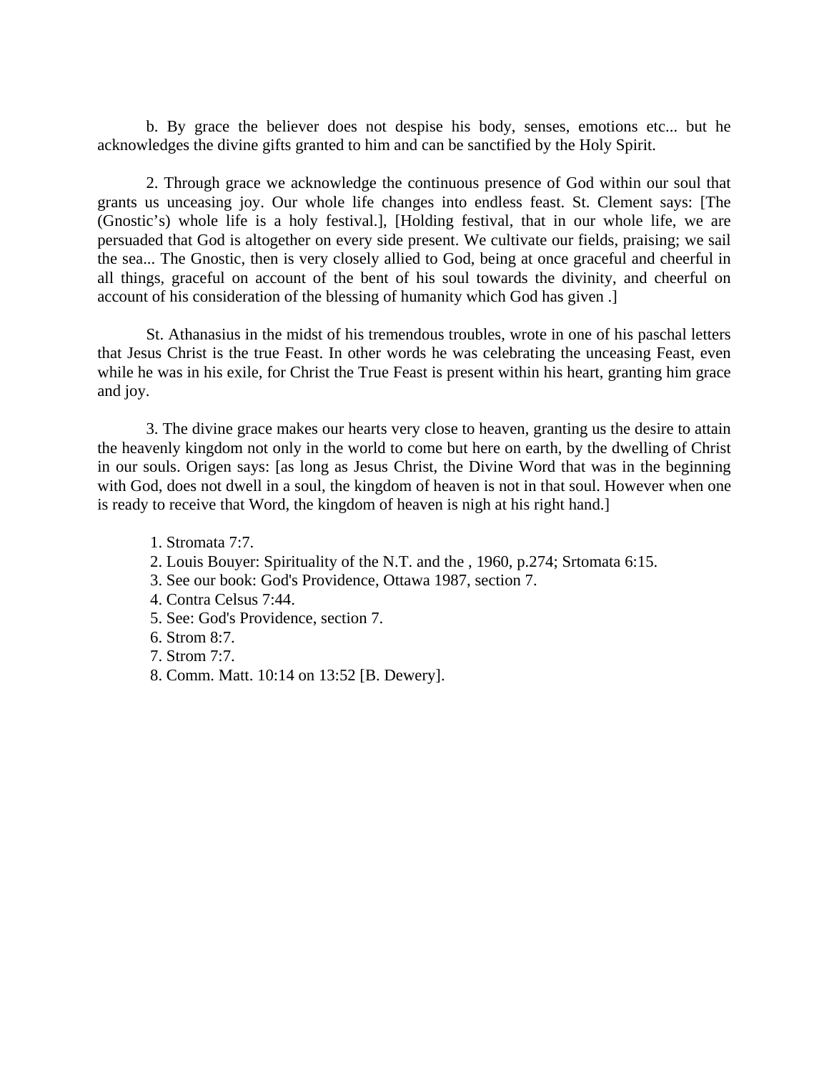b. By grace the believer does not despise his body, senses, emotions etc... but he acknowledges the divine gifts granted to him and can be sanctified by the Holy Spirit.

2. Through grace we acknowledge the continuous presence of God within our soul that grants us unceasing joy. Our whole life changes into endless feast. St. Clement says: [The (Gnostic's) whole life is a holy festival.], [Holding festival, that in our whole life, we are persuaded that God is altogether on every side present. We cultivate our fields, praising; we sail the sea... The Gnostic, then is very closely allied to God, being at once graceful and cheerful in all things, graceful on account of the bent of his soul towards the divinity, and cheerful on account of his consideration of the blessing of humanity which God has given .]

St. Athanasius in the midst of his tremendous troubles, wrote in one of his paschal letters that Jesus Christ is the true Feast. In other words he was celebrating the unceasing Feast, even while he was in his exile, for Christ the True Feast is present within his heart, granting him grace and joy.

3. The divine grace makes our hearts very close to heaven, granting us the desire to attain the heavenly kingdom not only in the world to come but here on earth, by the dwelling of Christ in our souls. Origen says: [as long as Jesus Christ, the Divine Word that was in the beginning with God, does not dwell in a soul, the kingdom of heaven is not in that soul. However when one is ready to receive that Word, the kingdom of heaven is nigh at his right hand.]

1. Stromata 7:7.
2. Louis Bouyer: Spirituality of the N.T. and the , 1960, p.274; Srtomata 6:15.
3. See our book: God's Providence, Ottawa 1987, section 7.
4. Contra Celsus 7:44.
5. See: God's Providence, section 7.
6. Strom 8:7.
7. Strom 7:7.
8. Comm. Matt. 10:14 on 13:52 [B. Dewery].